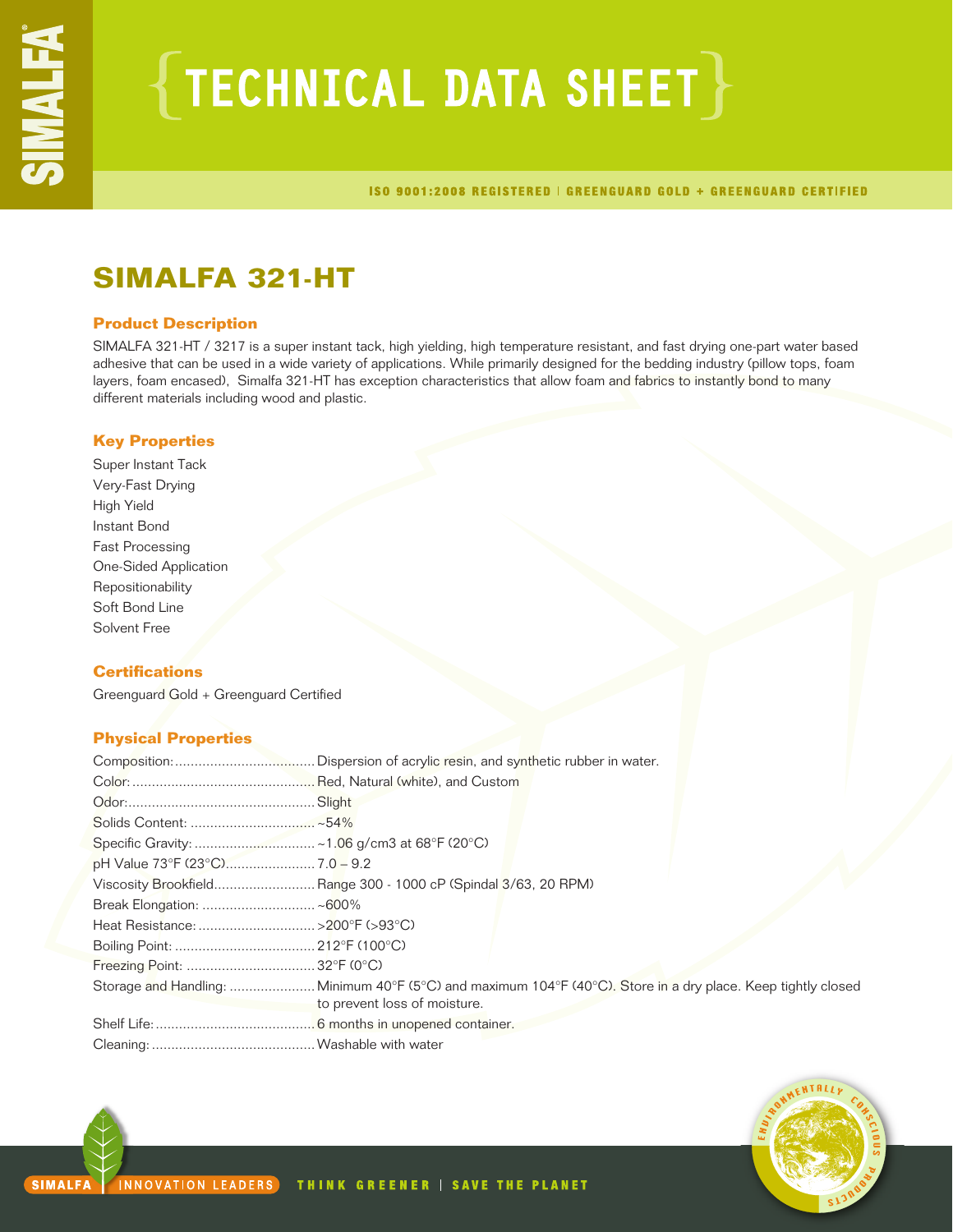# TECHNICAL DATA SHEET

ISO 9001:2008 REGISTERED | GREENGUARD GOLD + GREENGUARD CERTIFIED

## SIMALFA 321-HT

### Product Description

SIMALFA 321-HT / 3217 is a super instant tack, high yielding, high temperature resistant, and fast drying one-part water based adhesive that can be used in a wide variety of applications. While primarily designed for the bedding industry (pillow tops, foam layers, foam encased), Simalfa 321-HT has exception characteristics that allow foam and fabrics to instantly bond to many different materials including wood and plastic.

### Key Properties

Super Instant Tack
Very-Fast Drying
High Yield
Instant Bond
Fast Processing
One-Sided Application
Repositionability
Soft Bond Line
Solvent Free

### Certifications

Greenguard Gold + Greenguard Certified

### Physical Properties

| Property | Value |
|---|---|
| Composition: | Dispersion of acrylic resin, and synthetic rubber in water. |
| Color: | Red, Natural (white), and Custom |
| Odor: | Slight |
| Solids Content: | ~54% |
| Specific Gravity: | ~1.06 g/cm3 at 68°F (20°C) |
| pH Value 73°F (23°C) | 7.0 – 9.2 |
| Viscosity Brookfield | Range 300 - 1000 cP (Spindal 3/63, 20 RPM) |
| Break Elongation: | ~600% |
| Heat Resistance: | >200°F (>93°C) |
| Boiling Point: | 212°F (100°C) |
| Freezing Point: | 32°F (0°C) |
| Storage and Handling: | Minimum 40°F (5°C) and maximum 104°F (40°C). Store in a dry place. Keep tightly closed to prevent loss of moisture. |
| Shelf Life: | 6 months in unopened container. |
| Cleaning: | Washable with water |

SIMALFA | INNOVATION LEADERS THINK GREENER | SAVE THE PLANET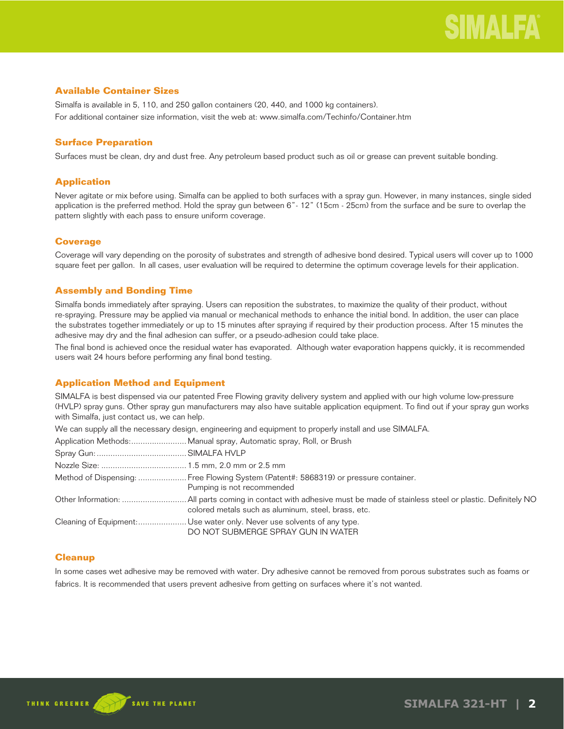## Available Container Sizes

Simalfa is available in 5, 110, and 250 gallon containers (20, 440, and 1000 kg containers).
For additional container size information, visit the web at: www.simalfa.com/Techinfo/Container.htm

## Surface Preparation

Surfaces must be clean, dry and dust free. Any petroleum based product such as oil or grease can prevent suitable bonding.

## Application

Never agitate or mix before using. Simalfa can be applied to both surfaces with a spray gun. However, in many instances, single sided application is the preferred method. Hold the spray gun between 6"- 12" (15cm - 25cm) from the surface and be sure to overlap the pattern slightly with each pass to ensure uniform coverage.

## Coverage

Coverage will vary depending on the porosity of substrates and strength of adhesive bond desired. Typical users will cover up to 1000 square feet per gallon. In all cases, user evaluation will be required to determine the optimum coverage levels for their application.

## Assembly and Bonding Time

Simalfa bonds immediately after spraying. Users can reposition the substrates, to maximize the quality of their product, without re-spraying. Pressure may be applied via manual or mechanical methods to enhance the initial bond. In addition, the user can place the substrates together immediately or up to 15 minutes after spraying if required by their production process. After 15 minutes the adhesive may dry and the final adhesion can suffer, or a pseudo-adhesion could take place.

The final bond is achieved once the residual water has evaporated. Although water evaporation happens quickly, it is recommended users wait 24 hours before performing any final bond testing.

## Application Method and Equipment

SIMALFA is best dispensed via our patented Free Flowing gravity delivery system and applied with our high volume low-pressure (HVLP) spray guns. Other spray gun manufacturers may also have suitable application equipment. To find out if your spray gun works with Simalfa, just contact us, we can help.

We can supply all the necessary design, engineering and equipment to properly install and use SIMALFA.

Application Methods:........................ Manual spray, Automatic spray, Roll, or Brush

Spray Gun:....................................... SIMALFA HVLP

Nozzle Size: ..................................... 1.5 mm, 2.0 mm or 2.5 mm

Method of Dispensing: ..................... Free Flowing System (Patent#: 5868319) or pressure container. Pumping is not recommended

Other Information: ............................ All parts coming in contact with adhesive must be made of stainless steel or plastic. Definitely NO colored metals such as aluminum, steel, brass, etc.

Cleaning of Equipment:..................... Use water only. Never use solvents of any type. DO NOT SUBMERGE SPRAY GUN IN WATER

## Cleanup

In some cases wet adhesive may be removed with water. Dry adhesive cannot be removed from porous substrates such as foams or fabrics. It is recommended that users prevent adhesive from getting on surfaces where it's not wanted.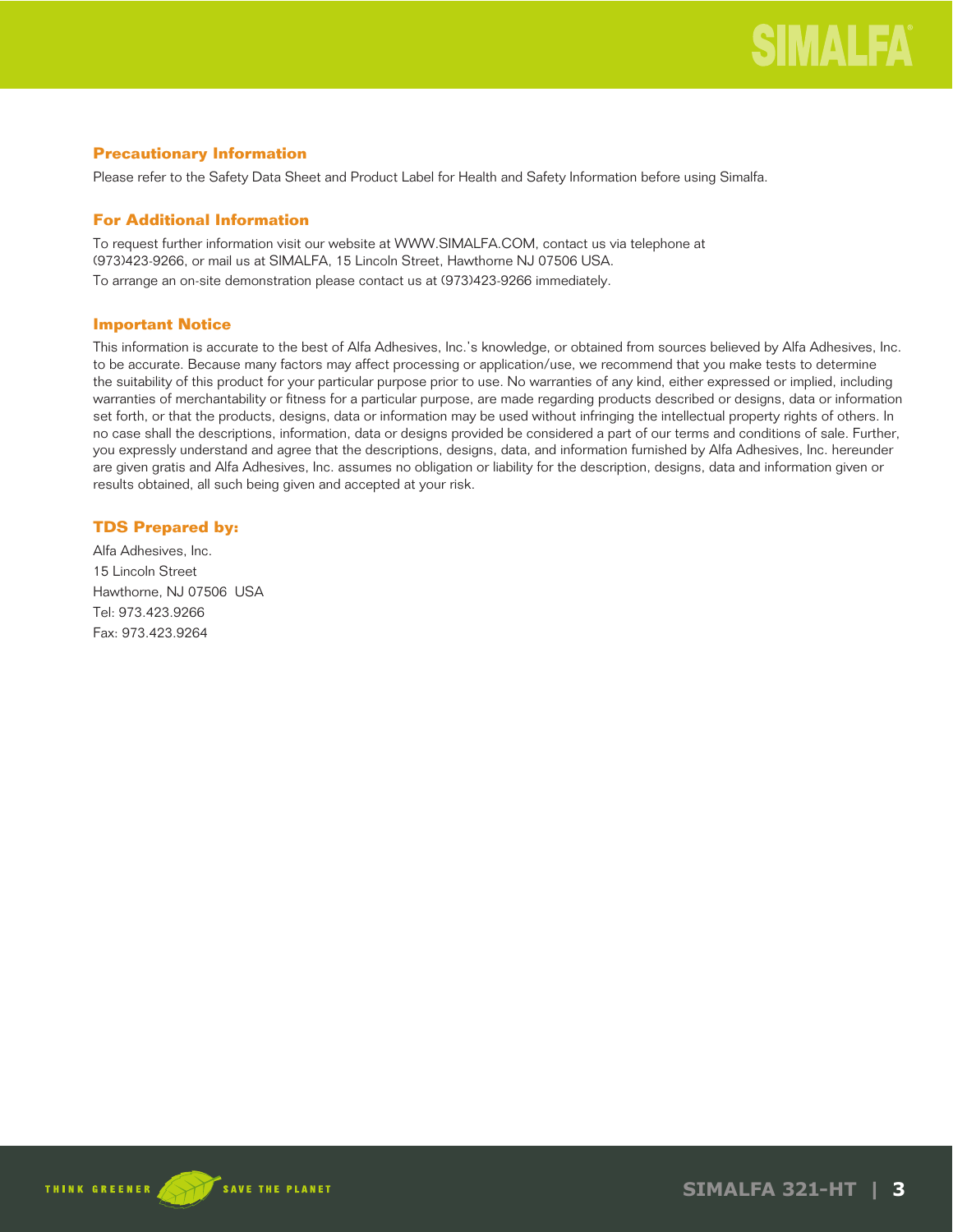## Precautionary Information

Please refer to the Safety Data Sheet and Product Label for Health and Safety Information before using Simalfa.

## For Additional Information

To request further information visit our website at WWW.SIMALFA.COM, contact us via telephone at (973)423-9266, or mail us at SIMALFA, 15 Lincoln Street, Hawthorne NJ 07506 USA.

To arrange an on-site demonstration please contact us at (973)423-9266 immediately.

## Important Notice

This information is accurate to the best of Alfa Adhesives, Inc.'s knowledge, or obtained from sources believed by Alfa Adhesives, Inc. to be accurate. Because many factors may affect processing or application/use, we recommend that you make tests to determine the suitability of this product for your particular purpose prior to use. No warranties of any kind, either expressed or implied, including warranties of merchantability or fitness for a particular purpose, are made regarding products described or designs, data or information set forth, or that the products, designs, data or information may be used without infringing the intellectual property rights of others. In no case shall the descriptions, information, data or designs provided be considered a part of our terms and conditions of sale. Further, you expressly understand and agree that the descriptions, designs, data, and information furnished by Alfa Adhesives, Inc. hereunder are given gratis and Alfa Adhesives, Inc. assumes no obligation or liability for the description, designs, data and information given or results obtained, all such being given and accepted at your risk.

## TDS Prepared by:

Alfa Adhesives, Inc.
15 Lincoln Street
Hawthorne, NJ 07506 USA
Tel: 973.423.9266
Fax: 973.423.9264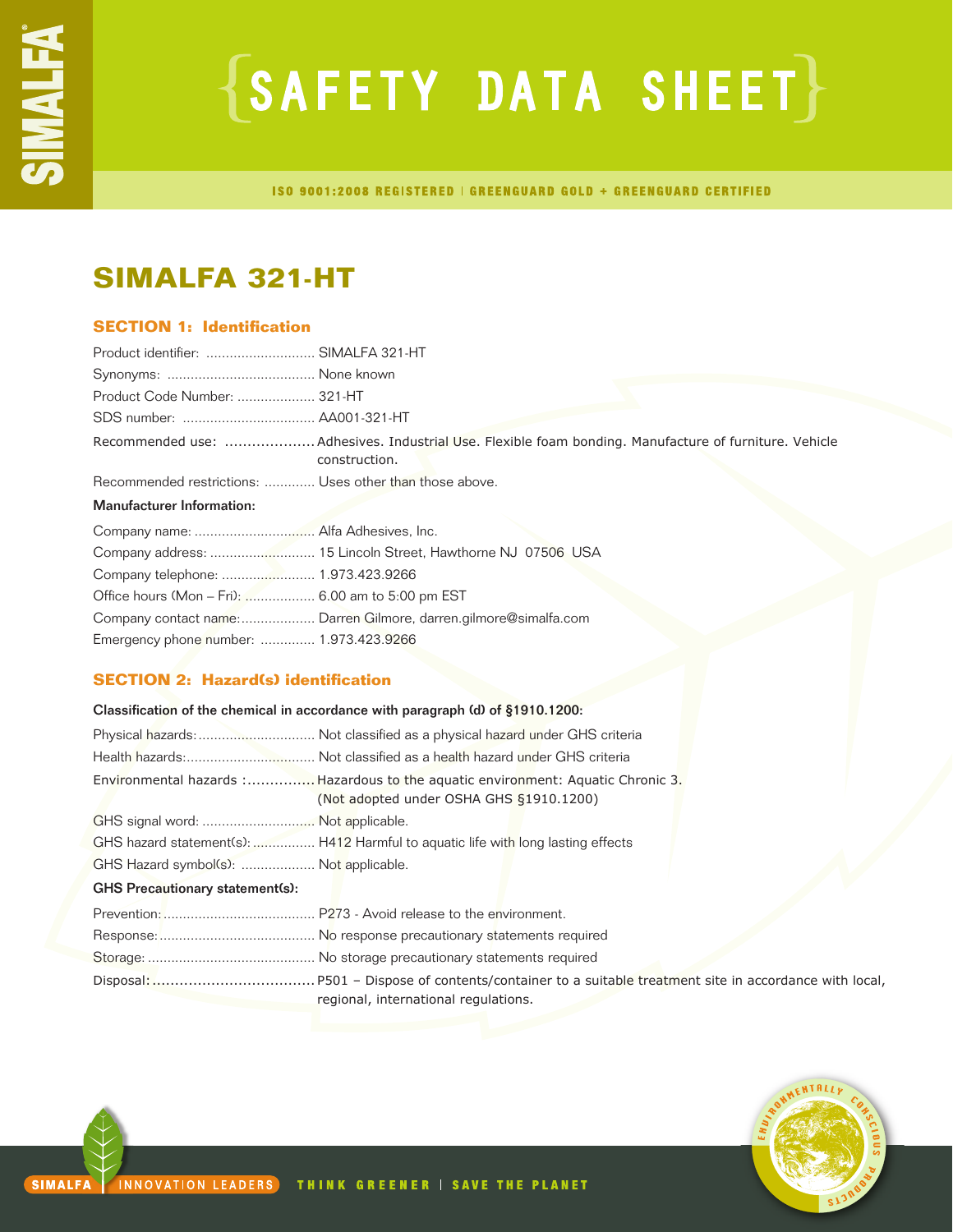# SAFETY DATA SHEET

ISO 9001:2008 REGISTERED | GREENGUARD GOLD + GREENGUARD CERTIFIED

## SIMALFA 321-HT

### SECTION 1: Identification

Product identifier: ............................ SIMALFA 321-HT
Synonyms: ...................................... None known
Product Code Number: .................... 321-HT
SDS number: .................................. AA001-321-HT
Recommended use: .................... Adhesives. Industrial Use. Flexible foam bonding. Manufacture of furniture. Vehicle construction.
Recommended restrictions: ............. Uses other than those above.

**Manufacturer Information:**

Company name: ............................... Alfa Adhesives, Inc.
Company address: ........................... 15 Lincoln Street, Hawthorne NJ 07506 USA
Company telephone: ........................ 1.973.423.9266
Office hours (Mon – Fri): .................. 6.00 am to 5:00 pm EST
Company contact name:................... Darren Gilmore, darren.gilmore@simalfa.com
Emergency phone number: ............. 1.973.423.9266

### SECTION 2: Hazard(s) identification

**Classification of the chemical in accordance with paragraph (d) of §1910.1200:**

Physical hazards:.............................. Not classified as a physical hazard under GHS criteria
Health hazards:................................. Not classified as a health hazard under GHS criteria
Environmental hazards :............... Hazardous to the aquatic environment: Aquatic Chronic 3. (Not adopted under OSHA GHS §1910.1200)
GHS signal word: ............................. Not applicable.
GHS hazard statement(s):................ H412 Harmful to aquatic life with long lasting effects
GHS Hazard symbol(s): ................... Not applicable.

**GHS Precautionary statement(s):**

Prevention:....................................... P273 - Avoid release to the environment.
Response:........................................ No response precautionary statements required
Storage: ........................................... No storage precautionary statements required
Disposal:.................................... P501 – Dispose of contents/container to a suitable treatment site in accordance with local, regional, international regulations.

SIMALFA | INNOVATION LEADERS   THINK GREENER | SAVE THE PLANET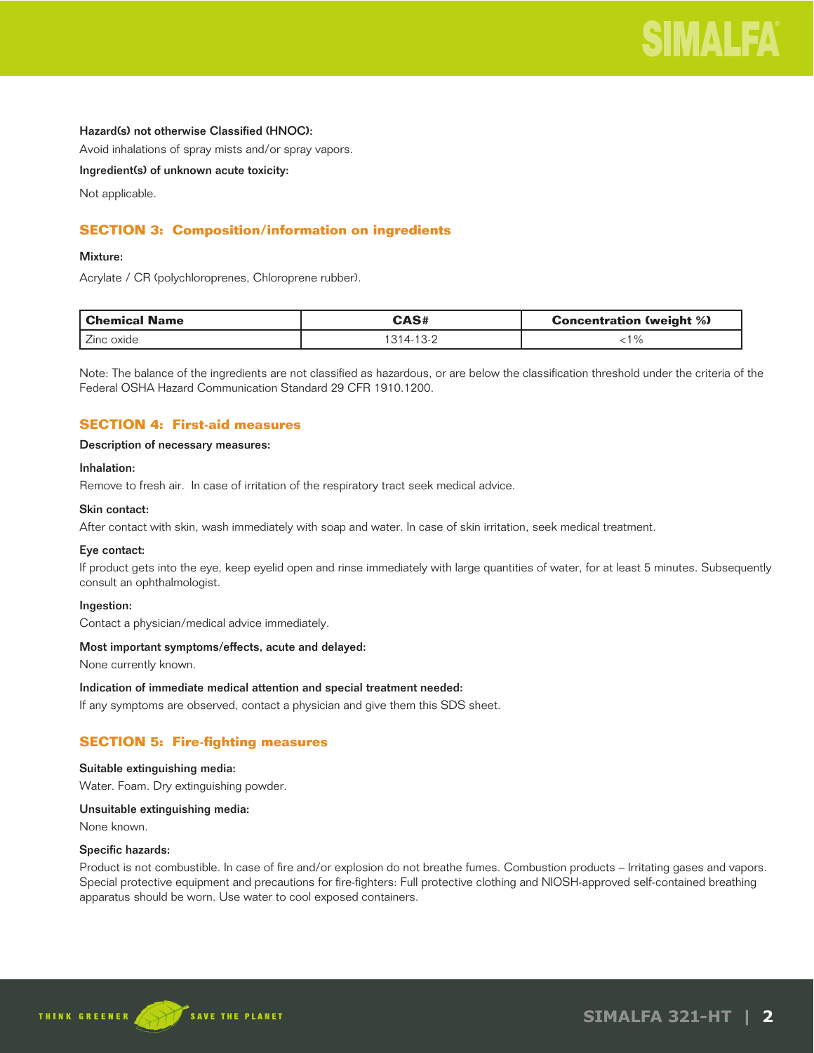**Hazard(s) not otherwise Classified (HNOC):**

Avoid inhalations of spray mists and/or spray vapors.

**Ingredient(s) of unknown acute toxicity:**

Not applicable.

## SECTION 3: Composition/information on ingredients

**Mixture:**

Acrylate / CR (polychloroprenes, Chloroprene rubber).

| Chemical Name | CAS# | Concentration (weight %) |
|---|---|---|
| Zinc oxide | 1314-13-2 | <1% |

Note: The balance of the ingredients are not classified as hazardous, or are below the classification threshold under the criteria of the Federal OSHA Hazard Communication Standard 29 CFR 1910.1200.

## SECTION 4: First-aid measures

**Description of necessary measures:**

**Inhalation:**

Remove to fresh air. In case of irritation of the respiratory tract seek medical advice.

**Skin contact:**

After contact with skin, wash immediately with soap and water. In case of skin irritation, seek medical treatment.

**Eye contact:**

If product gets into the eye, keep eyelid open and rinse immediately with large quantities of water, for at least 5 minutes. Subsequently consult an ophthalmologist.

**Ingestion:**

Contact a physician/medical advice immediately.

**Most important symptoms/effects, acute and delayed:**

None currently known.

**Indication of immediate medical attention and special treatment needed:**

If any symptoms are observed, contact a physician and give them this SDS sheet.

## SECTION 5: Fire-fighting measures

**Suitable extinguishing media:**

Water. Foam. Dry extinguishing powder.

**Unsuitable extinguishing media:**

None known.

**Specific hazards:**

Product is not combustible. In case of fire and/or explosion do not breathe fumes. Combustion products – Irritating gases and vapors. Special protective equipment and precautions for fire-fighters: Full protective clothing and NIOSH-approved self-contained breathing apparatus should be worn. Use water to cool exposed containers.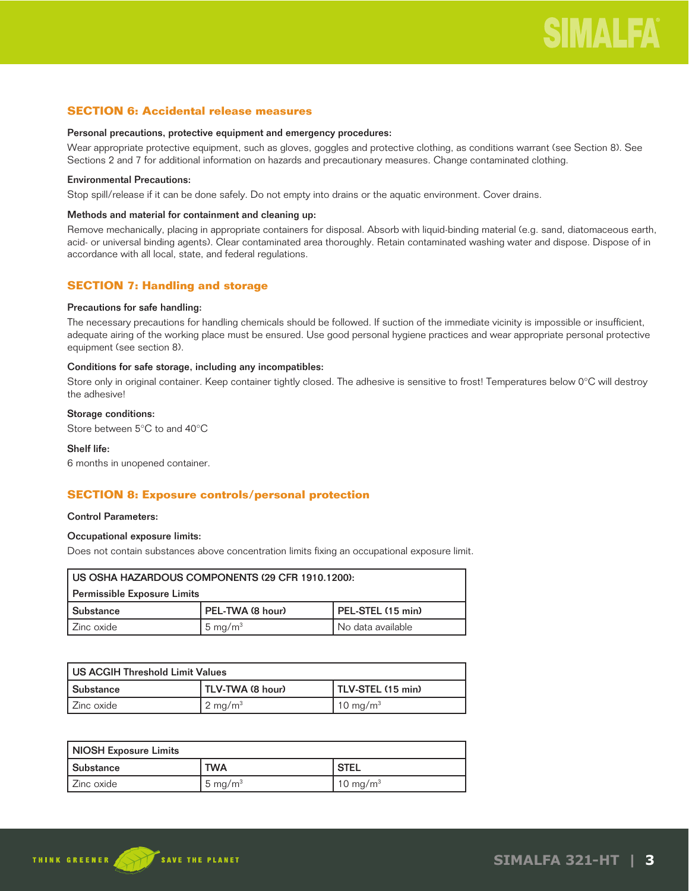## SECTION 6: Accidental release measures

**Personal precautions, protective equipment and emergency procedures:**

Wear appropriate protective equipment, such as gloves, goggles and protective clothing, as conditions warrant (see Section 8). See Sections 2 and 7 for additional information on hazards and precautionary measures. Change contaminated clothing.

**Environmental Precautions:**

Stop spill/release if it can be done safely. Do not empty into drains or the aquatic environment. Cover drains.

**Methods and material for containment and cleaning up:**

Remove mechanically, placing in appropriate containers for disposal. Absorb with liquid-binding material (e.g. sand, diatomaceous earth, acid- or universal binding agents). Clear contaminated area thoroughly. Retain contaminated washing water and dispose. Dispose of in accordance with all local, state, and federal regulations.

## SECTION 7: Handling and storage

**Precautions for safe handling:**

The necessary precautions for handling chemicals should be followed. If suction of the immediate vicinity is impossible or insufficient, adequate airing of the working place must be ensured. Use good personal hygiene practices and wear appropriate personal protective equipment (see section 8).

**Conditions for safe storage, including any incompatibles:**

Store only in original container. Keep container tightly closed. The adhesive is sensitive to frost! Temperatures below 0°C will destroy the adhesive!

**Storage conditions:**

Store between 5°C to and 40°C

**Shelf life:**

6 months in unopened container.

## SECTION 8: Exposure controls/personal protection

**Control Parameters:**

**Occupational exposure limits:**

Does not contain substances above concentration limits fixing an occupational exposure limit.

| US OSHA HAZARDOUS COMPONENTS (29 CFR 1910.1200): Permissible Exposure Limits | | |
|---|---|---|
| **Substance** | **PEL-TWA (8 hour)** | **PEL-STEL (15 min)** |
| Zinc oxide | 5 mg/m$^3$ | No data available |

| US ACGIH Threshold Limit Values | | |
|---|---|---|
| **Substance** | **TLV-TWA (8 hour)** | **TLV-STEL (15 min)** |
| Zinc oxide | 2 mg/m$^3$ | 10 mg/m$^3$ |

| NIOSH Exposure Limits | | |
|---|---|---|
| **Substance** | **TWA** | **STEL** |
| Zinc oxide | 5 mg/m$^3$ | 10 mg/m$^3$ |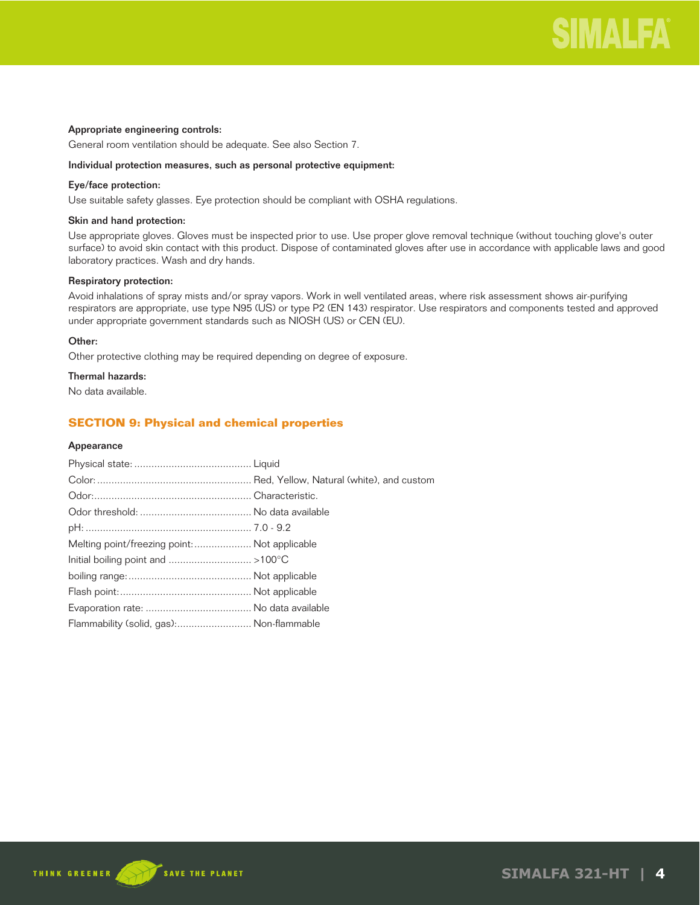**Appropriate engineering controls:**

General room ventilation should be adequate. See also Section 7.

**Individual protection measures, such as personal protective equipment:**

**Eye/face protection:**

Use suitable safety glasses. Eye protection should be compliant with OSHA regulations.

**Skin and hand protection:**

Use appropriate gloves. Gloves must be inspected prior to use. Use proper glove removal technique (without touching glove's outer surface) to avoid skin contact with this product. Dispose of contaminated gloves after use in accordance with applicable laws and good laboratory practices. Wash and dry hands.

**Respiratory protection:**

Avoid inhalations of spray mists and/or spray vapors. Work in well ventilated areas, where risk assessment shows air-purifying respirators are appropriate, use type N95 (US) or type P2 (EN 143) respirator. Use respirators and components tested and approved under appropriate government standards such as NIOSH (US) or CEN (EU).

**Other:**

Other protective clothing may be required depending on degree of exposure.

**Thermal hazards:**

No data available.

## SECTION 9: Physical and chemical properties

**Appearance**

Physical state: ........................................ Liquid

Color: ........................................ Red, Yellow, Natural (white), and custom

Odor: ........................................ Characteristic.

Odor threshold: ........................................ No data available

pH: ........................................ 7.0 - 9.2

Melting point/freezing point: .................... Not applicable

Initial boiling point and ........................... >100°C

boiling range: ........................................ Not applicable

Flash point: ........................................ Not applicable

Evaporation rate: .................................... No data available

Flammability (solid, gas): ......................... Non-flammable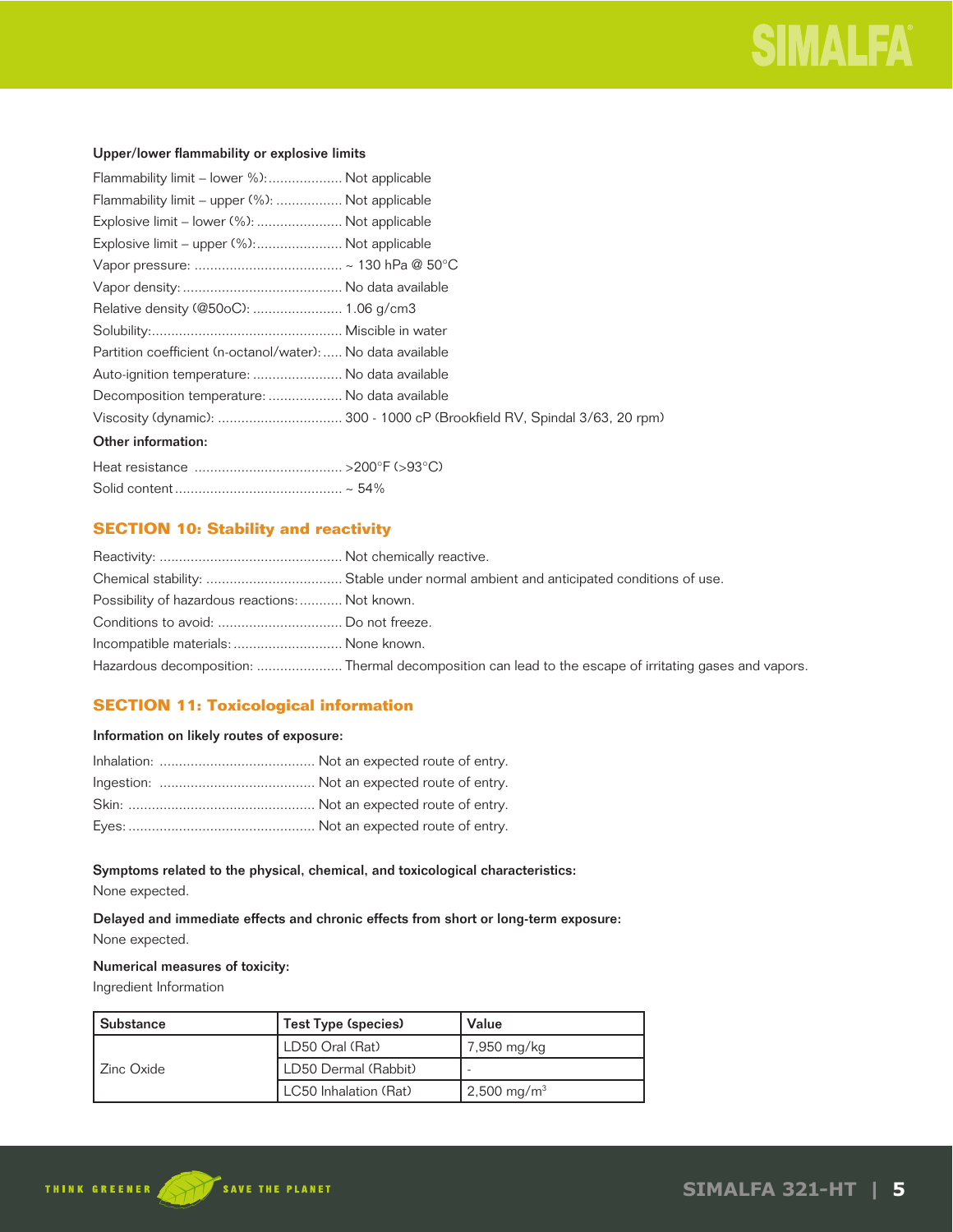**Upper/lower flammability or explosive limits**

Flammability limit – lower %):................... Not applicable
Flammability limit – upper (%): ................. Not applicable
Explosive limit – lower (%): ...................... Not applicable
Explosive limit – upper (%):....................... Not applicable
Vapor pressure: ...................................... ~ 130 hPa @ 50°C
Vapor density: ......................................... No data available
Relative density (@50oC): ....................... 1.06 g/cm3
Solubility:................................................. Miscible in water
Partition coefficient (n-octanol/water): ..... No data available
Auto-ignition temperature: ....................... No data available
Decomposition temperature: ................... No data available
Viscosity (dynamic): ................................ 300 - 1000 cP (Brookfield RV, Spindal 3/63, 20 rpm)

**Other information:**

Heat resistance ...................................... >200°F (>93°C)
Solid content ........................................... ~ 54%

## SECTION 10: Stability and reactivity

Reactivity: ............................................... Not chemically reactive.
Chemical stability: ................................... Stable under normal ambient and anticipated conditions of use.
Possibility of hazardous reactions: ........... Not known.
Conditions to avoid: ................................ Do not freeze.
Incompatible materials: ............................ None known.
Hazardous decomposition: ...................... Thermal decomposition can lead to the escape of irritating gases and vapors.

## SECTION 11: Toxicological information

**Information on likely routes of exposure:**

Inhalation: ........................................ Not an expected route of entry.
Ingestion: ........................................ Not an expected route of entry.
Skin: ................................................ Not an expected route of entry.
Eyes: ................................................ Not an expected route of entry.

**Symptoms related to the physical, chemical, and toxicological characteristics:**
None expected.

**Delayed and immediate effects and chronic effects from short or long-term exposure:**
None expected.

**Numerical measures of toxicity:**
Ingredient Information

| Substance | Test Type (species) | Value |
|---|---|---|
| Zinc Oxide | LD50 Oral (Rat) | 7,950 mg/kg |
| | LD50 Dermal (Rabbit) | - |
| | LC50 Inhalation (Rat) | 2,500 mg/m$^3$ |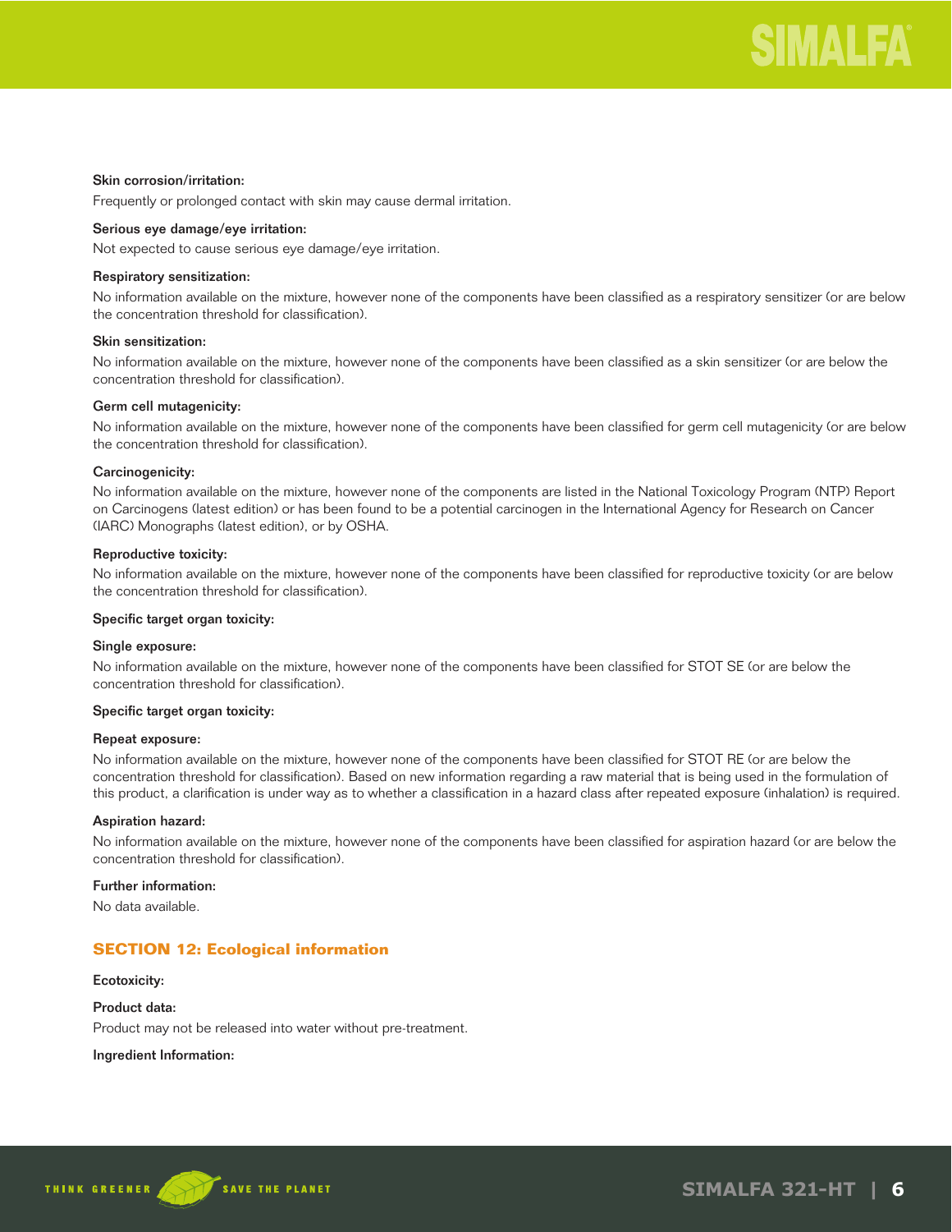**Skin corrosion/irritation:**

Frequently or prolonged contact with skin may cause dermal irritation.

**Serious eye damage/eye irritation:**

Not expected to cause serious eye damage/eye irritation.

**Respiratory sensitization:**

No information available on the mixture, however none of the components have been classified as a respiratory sensitizer (or are below the concentration threshold for classification).

**Skin sensitization:**

No information available on the mixture, however none of the components have been classified as a skin sensitizer (or are below the concentration threshold for classification).

**Germ cell mutagenicity:**

No information available on the mixture, however none of the components have been classified for germ cell mutagenicity (or are below the concentration threshold for classification).

**Carcinogenicity:**

No information available on the mixture, however none of the components are listed in the National Toxicology Program (NTP) Report on Carcinogens (latest edition) or has been found to be a potential carcinogen in the International Agency for Research on Cancer (IARC) Monographs (latest edition), or by OSHA.

**Reproductive toxicity:**

No information available on the mixture, however none of the components have been classified for reproductive toxicity (or are below the concentration threshold for classification).

**Specific target organ toxicity:**

**Single exposure:**

No information available on the mixture, however none of the components have been classified for STOT SE (or are below the concentration threshold for classification).

**Specific target organ toxicity:**

**Repeat exposure:**

No information available on the mixture, however none of the components have been classified for STOT RE (or are below the concentration threshold for classification). Based on new information regarding a raw material that is being used in the formulation of this product, a clarification is under way as to whether a classification in a hazard class after repeated exposure (inhalation) is required.

**Aspiration hazard:**

No information available on the mixture, however none of the components have been classified for aspiration hazard (or are below the concentration threshold for classification).

**Further information:**

No data available.

## SECTION 12: Ecological information

**Ecotoxicity:**

**Product data:**

Product may not be released into water without pre-treatment.

**Ingredient Information:**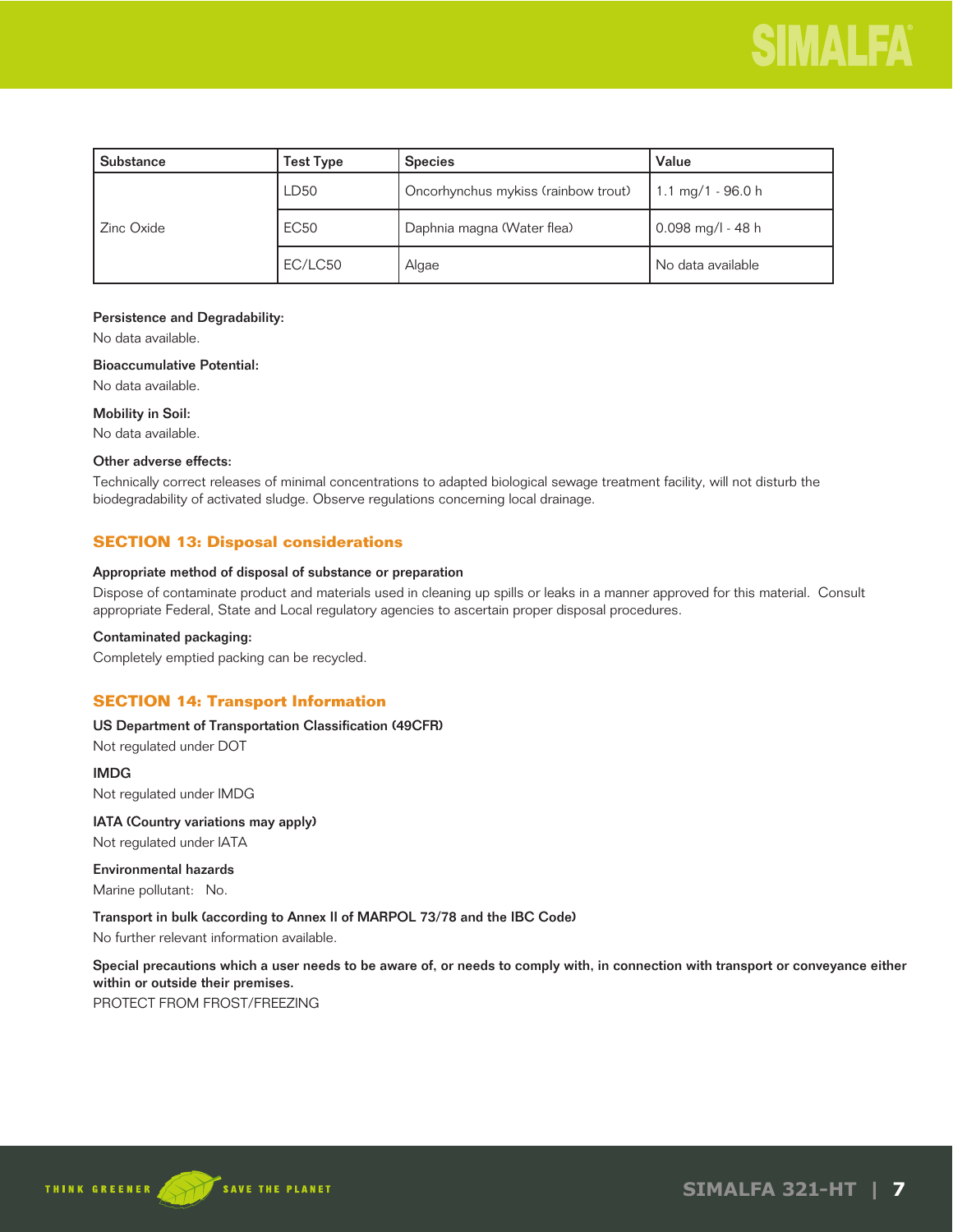| Substance | Test Type | Species | Value |
|---|---|---|---|
| Zinc Oxide | LD50 | Oncorhynchus mykiss (rainbow trout) | 1.1 mg/1 - 96.0 h |
| | EC50 | Daphnia magna (Water flea) | 0.098 mg/l - 48 h |
| | EC/LC50 | Algae | No data available |

**Persistence and Degradability:**

No data available.

**Bioaccumulative Potential:**

No data available.

**Mobility in Soil:**

No data available.

**Other adverse effects:**

Technically correct releases of minimal concentrations to adapted biological sewage treatment facility, will not disturb the biodegradability of activated sludge. Observe regulations concerning local drainage.

## SECTION 13: Disposal considerations

**Appropriate method of disposal of substance or preparation**

Dispose of contaminate product and materials used in cleaning up spills or leaks in a manner approved for this material. Consult appropriate Federal, State and Local regulatory agencies to ascertain proper disposal procedures.

**Contaminated packaging:**

Completely emptied packing can be recycled.

## SECTION 14: Transport Information

**US Department of Transportation Classification (49CFR)**

Not regulated under DOT

**IMDG**

Not regulated under IMDG

**IATA (Country variations may apply)**

Not regulated under IATA

**Environmental hazards**

Marine pollutant: No.

**Transport in bulk (according to Annex II of MARPOL 73/78 and the IBC Code)**

No further relevant information available.

**Special precautions which a user needs to be aware of, or needs to comply with, in connection with transport or conveyance either within or outside their premises.**

PROTECT FROM FROST/FREEZING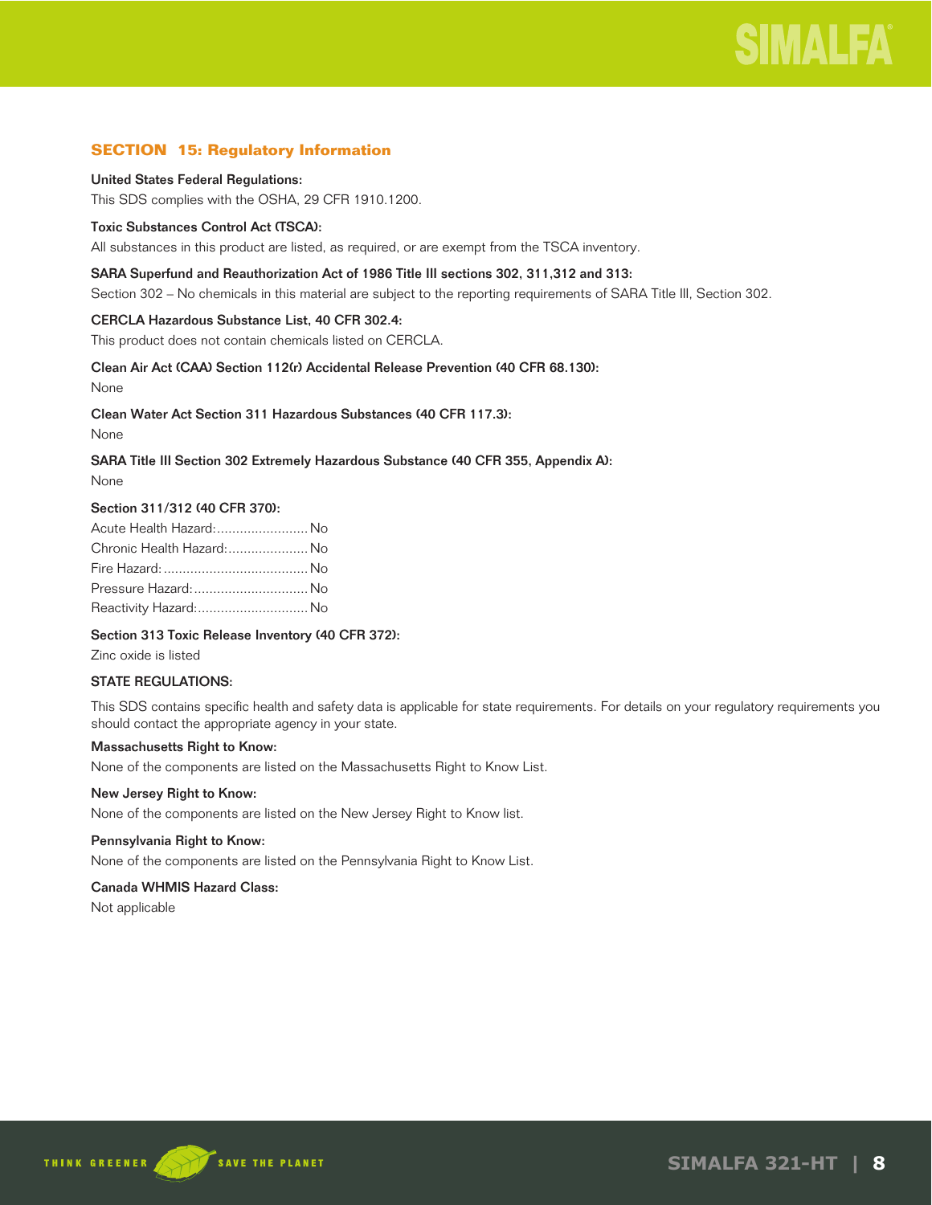## SECTION 15: Regulatory Information

**United States Federal Regulations:**

This SDS complies with the OSHA, 29 CFR 1910.1200.

**Toxic Substances Control Act (TSCA):**

All substances in this product are listed, as required, or are exempt from the TSCA inventory.

**SARA Superfund and Reauthorization Act of 1986 Title III sections 302, 311,312 and 313:**

Section 302 – No chemicals in this material are subject to the reporting requirements of SARA Title III, Section 302.

**CERCLA Hazardous Substance List, 40 CFR 302.4:**

This product does not contain chemicals listed on CERCLA.

**Clean Air Act (CAA) Section 112(r) Accidental Release Prevention (40 CFR 68.130):**

None

**Clean Water Act Section 311 Hazardous Substances (40 CFR 117.3):**

None

**SARA Title III Section 302 Extremely Hazardous Substance (40 CFR 355, Appendix A):**

None

**Section 311/312 (40 CFR 370):**

Acute Health Hazard:........................No
Chronic Health Hazard:.....................No
Fire Hazard:......................................No
Pressure Hazard:..............................No
Reactivity Hazard:.............................No

**Section 313 Toxic Release Inventory (40 CFR 372):**

Zinc oxide is listed

**STATE REGULATIONS:**

This SDS contains specific health and safety data is applicable for state requirements. For details on your regulatory requirements you should contact the appropriate agency in your state.

**Massachusetts Right to Know:**

None of the components are listed on the Massachusetts Right to Know List.

**New Jersey Right to Know:**

None of the components are listed on the New Jersey Right to Know list.

**Pennsylvania Right to Know:**

None of the components are listed on the Pennsylvania Right to Know List.

**Canada WHMIS Hazard Class:**

Not applicable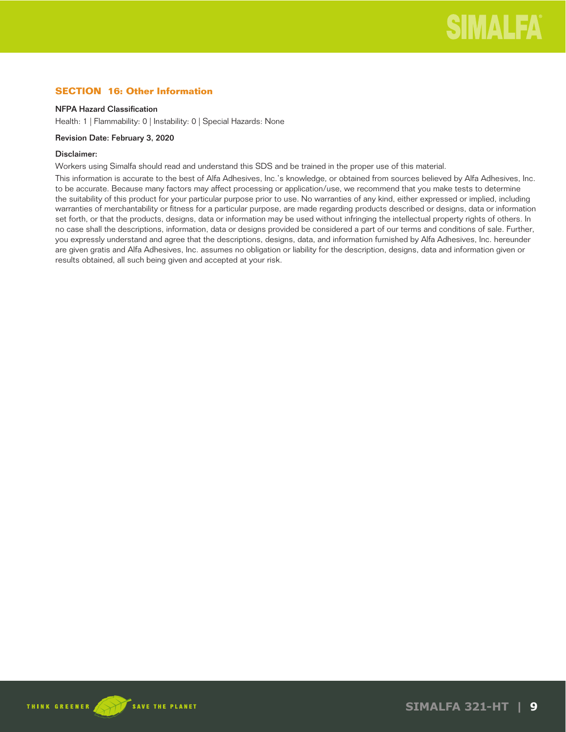## SECTION 16: Other Information

**NFPA Hazard Classification**

Health: 1 | Flammability: 0 | Instability: 0 | Special Hazards: None

**Revision Date: February 3, 2020**

**Disclaimer:**

Workers using Simalfa should read and understand this SDS and be trained in the proper use of this material.

This information is accurate to the best of Alfa Adhesives, Inc.'s knowledge, or obtained from sources believed by Alfa Adhesives, Inc. to be accurate. Because many factors may affect processing or application/use, we recommend that you make tests to determine the suitability of this product for your particular purpose prior to use. No warranties of any kind, either expressed or implied, including warranties of merchantability or fitness for a particular purpose, are made regarding products described or designs, data or information set forth, or that the products, designs, data or information may be used without infringing the intellectual property rights of others. In no case shall the descriptions, information, data or designs provided be considered a part of our terms and conditions of sale. Further, you expressly understand and agree that the descriptions, designs, data, and information furnished by Alfa Adhesives, Inc. hereunder are given gratis and Alfa Adhesives, Inc. assumes no obligation or liability for the description, designs, data and information given or results obtained, all such being given and accepted at your risk.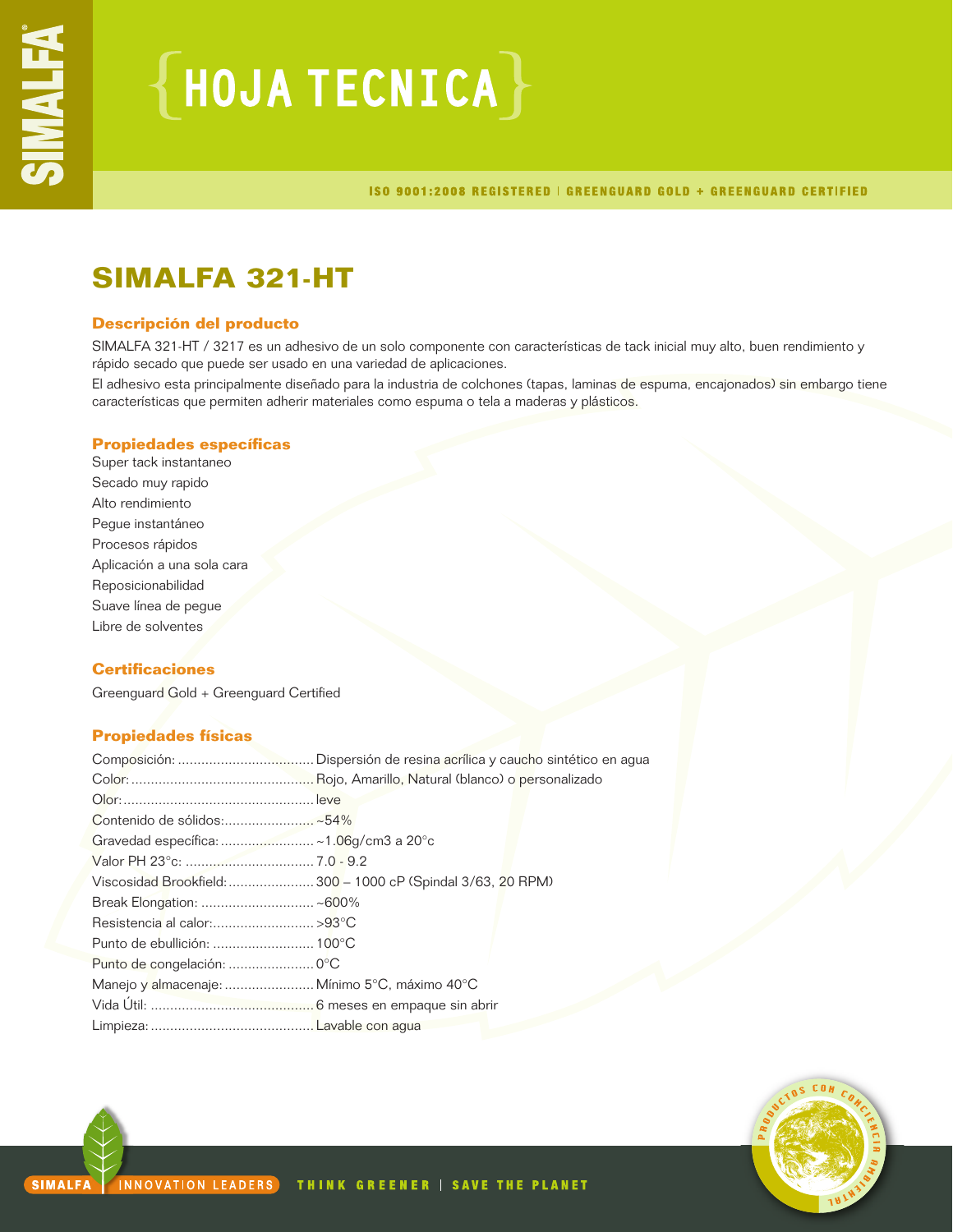# HOJA TECNICA

ISO 9001:2008 REGISTERED | GREENGUARD GOLD + GREENGUARD CERTIFIED

## SIMALFA 321-HT

### Descripción del producto

SIMALFA 321-HT / 3217 es un adhesivo de un solo componente con características de tack inicial muy alto, buen rendimiento y rápido secado que puede ser usado en una variedad de aplicaciones.

El adhesivo esta principalmente diseñado para la industria de colchones (tapas, laminas de espuma, encajonados) sin embargo tiene características que permiten adherir materiales como espuma o tela a maderas y plásticos.

### Propiedades específicas

Super tack instantaneo
Secado muy rapido
Alto rendimiento
Pegue instantáneo
Procesos rápidos
Aplicación a una sola cara
Reposicionabilidad
Suave línea de pegue
Libre de solventes

### Certificaciones

Greenguard Gold + Greenguard Certified

### Propiedades físicas

| | |
|---|---|
| Composición: | Dispersión de resina acrílica y caucho sintético en agua |
| Color: | Rojo, Amarillo, Natural (blanco) o personalizado |
| Olor: | leve |
| Contenido de sólidos: | ~54% |
| Gravedad específica: | ~1.06g/cm3 a 20°c |
| Valor PH 23°c: | 7.0 - 9.2 |
| Viscosidad Brookfield: | 300 – 1000 cP (Spindal 3/63, 20 RPM) |
| Break Elongation: | ~600% |
| Resistencia al calor: | >93°C |
| Punto de ebullición: | 100°C |
| Punto de congelación: | 0°C |
| Manejo y almacenaje: | Mínimo 5°C, máximo 40°C |
| Vida Útil: | 6 meses en empaque sin abrir |
| Limpieza: | Lavable con agua |

SIMALFA | INNOVATION LEADERS THINK GREENER | SAVE THE PLANET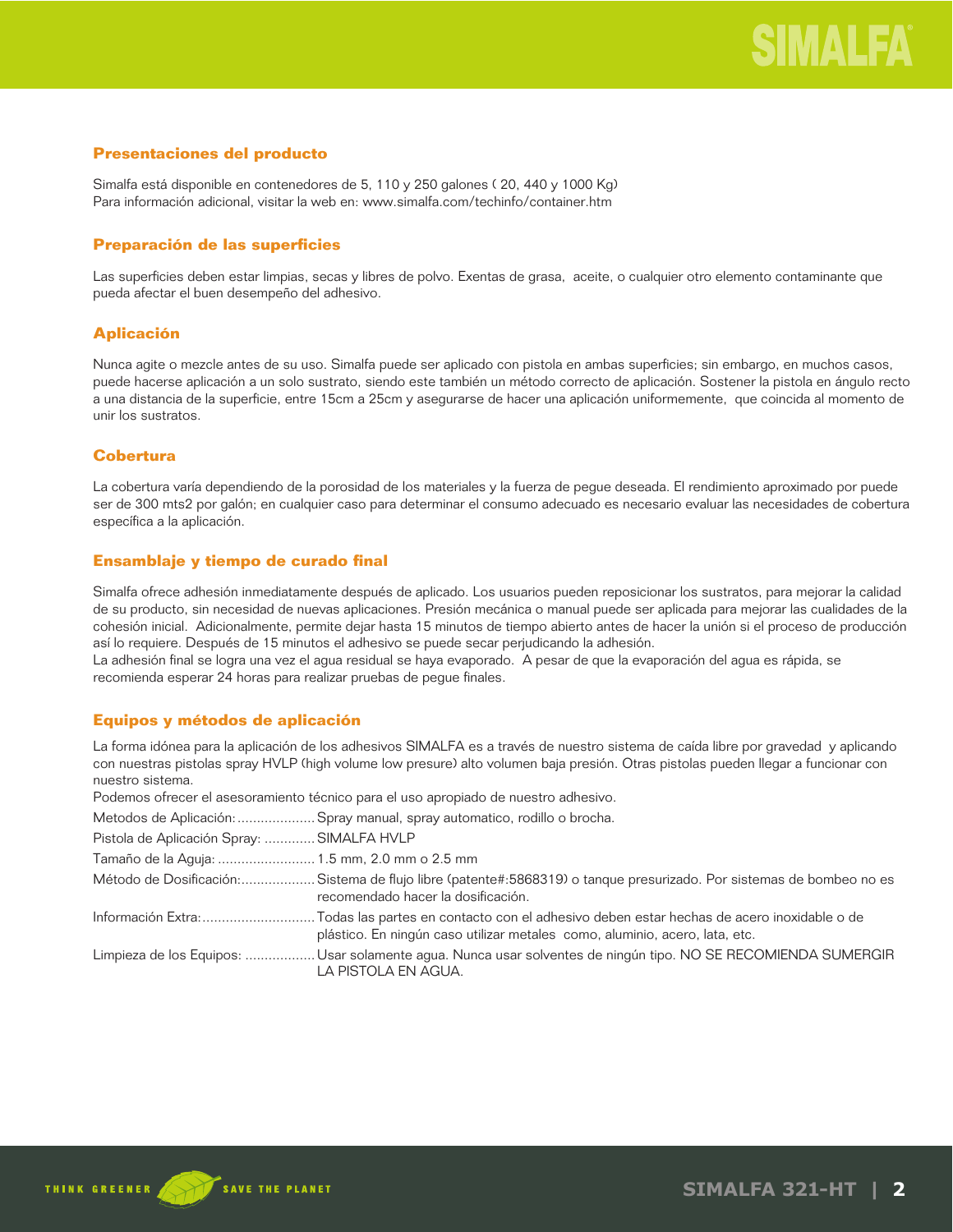## Presentaciones del producto

Simalfa está disponible en contenedores de 5, 110 y 250 galones ( 20, 440 y 1000 Kg)
Para información adicional, visitar la web en: www.simalfa.com/techinfo/container.htm

## Preparación de las superficies

Las superficies deben estar limpias, secas y libres de polvo. Exentas de grasa, aceite, o cualquier otro elemento contaminante que pueda afectar el buen desempeño del adhesivo.

## Aplicación

Nunca agite o mezcle antes de su uso. Simalfa puede ser aplicado con pistola en ambas superficies; sin embargo, en muchos casos, puede hacerse aplicación a un solo sustrato, siendo este también un método correcto de aplicación. Sostener la pistola en ángulo recto a una distancia de la superficie, entre 15cm a 25cm y asegurarse de hacer una aplicación uniformemente, que coincida al momento de unir los sustratos.

## Cobertura

La cobertura varía dependiendo de la porosidad de los materiales y la fuerza de pegue deseada. El rendimiento aproximado por puede ser de 300 mts2 por galón; en cualquier caso para determinar el consumo adecuado es necesario evaluar las necesidades de cobertura específica a la aplicación.

## Ensamblaje y tiempo de curado final

Simalfa ofrece adhesión inmediatamente después de aplicado. Los usuarios pueden reposicionar los sustratos, para mejorar la calidad de su producto, sin necesidad de nuevas aplicaciones. Presión mecánica o manual puede ser aplicada para mejorar las cualidades de la cohesión inicial. Adicionalmente, permite dejar hasta 15 minutos de tiempo abierto antes de hacer la unión si el proceso de producción así lo requiere. Después de 15 minutos el adhesivo se puede secar perjudicando la adhesión.
La adhesión final se logra una vez el agua residual se haya evaporado. A pesar de que la evaporación del agua es rápida, se recomienda esperar 24 horas para realizar pruebas de pegue finales.

## Equipos y métodos de aplicación

La forma idónea para la aplicación de los adhesivos SIMALFA es a través de nuestro sistema de caída libre por gravedad y aplicando con nuestras pistolas spray HVLP (high volume low presure) alto volumen baja presión. Otras pistolas pueden llegar a funcionar con nuestro sistema.
Podemos ofrecer el asesoramiento técnico para el uso apropiado de nuestro adhesivo.

Metodos de Aplicación:.................... Spray manual, spray automatico, rodillo o brocha.

Pistola de Aplicación Spray: ............. SIMALFA HVLP

Tamaño de la Aguja: ......................... 1.5 mm, 2.0 mm o 2.5 mm

Método de Dosificación:................... Sistema de flujo libre (patente#:5868319) o tanque presurizado. Por sistemas de bombeo no es recomendado hacer la dosificación.

Información Extra:............................ Todas las partes en contacto con el adhesivo deben estar hechas de acero inoxidable o de plástico. En ningún caso utilizar metales como, aluminio, acero, lata, etc.

Limpieza de los Equipos: .................. Usar solamente agua. Nunca usar solventes de ningún tipo. NO SE RECOMIENDA SUMERGIR LA PISTOLA EN AGUA.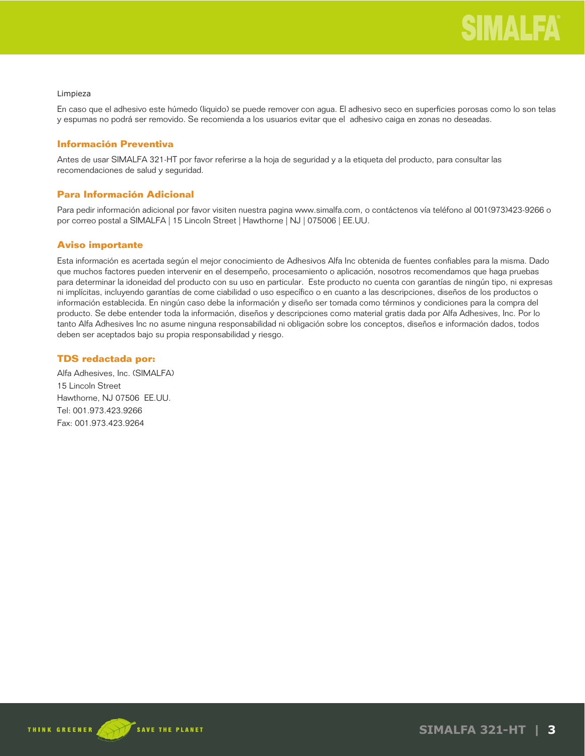Limpieza

En caso que el adhesivo este húmedo (liquido) se puede remover con agua. El adhesivo seco en superficies porosas como lo son telas y espumas no podrá ser removido. Se recomienda a los usuarios evitar que el  adhesivo caiga en zonas no deseadas.

## Información Preventiva

Antes de usar SIMALFA 321-HT por favor referirse a la hoja de seguridad y a la etiqueta del producto, para consultar las recomendaciones de salud y seguridad.

## Para Información Adicional

Para pedir información adicional por favor visiten nuestra pagina www.simalfa.com, o contáctenos vía teléfono al 001(973)423-9266 o por correo postal a SIMALFA | 15 Lincoln Street | Hawthorne | NJ | 075006 | EE.UU.

## Aviso importante

Esta información es acertada según el mejor conocimiento de Adhesivos Alfa Inc obtenida de fuentes confiables para la misma. Dado que muchos factores pueden intervenir en el desempeño, procesamiento o aplicación, nosotros recomendamos que haga pruebas para determinar la idoneidad del producto con su uso en particular.  Este producto no cuenta con garantías de ningún tipo, ni expresas ni implícitas, incluyendo garantías de come ciabilidad o uso específico o en cuanto a las descripciones, diseños de los productos o información establecida. En ningún caso debe la información y diseño ser tomada como términos y condiciones para la compra del producto. Se debe entender toda la información, diseños y descripciones como material gratis dada por Alfa Adhesives, Inc. Por lo tanto Alfa Adhesives Inc no asume ninguna responsabilidad ni obligación sobre los conceptos, diseños e información dados, todos deben ser aceptados bajo su propia responsabilidad y riesgo.

## TDS redactada por:

Alfa Adhesives, Inc. (SIMALFA)
15 Lincoln Street
Hawthorne, NJ 07506  EE.UU.
Tel: 001.973.423.9266
Fax: 001.973.423.9264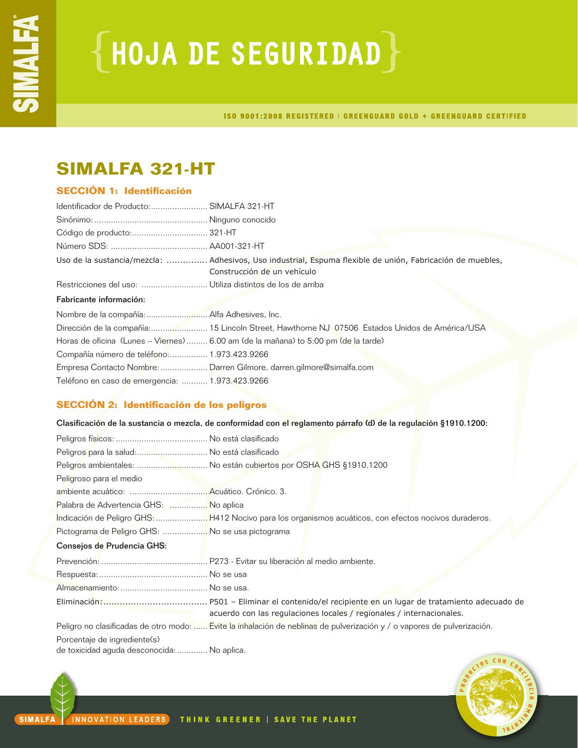# HOJA DE SEGURIDAD

ISO 9001:2008 REGISTERED | GREENGUARD GOLD + GREENGUARD CERTIFIED

# SIMALFA 321-HT

## SECCIÓN 1: Identificación

Identificador de Producto:........................ SIMALFA 321-HT
Sinónimo:................................................ Ninguno conocido
Código de producto:................................ 321-HT
Número SDS: ......................................... AA001-321-HT
Uso de la sustancia/mezcla: ............... Adhesivos, Uso industrial, Espuma flexible de unión, Fabricación de muebles, Construcción de un vehículo
Restricciones del uso: ............................ Utiliza distintos de los de arriba

**Fabricante información:**

Nombre de la compañía:.......................... Alfa Adhesives, Inc.
Dirección de la compañía:........................ 15 Lincoln Street, Hawthorne NJ 07506 Estados Unidos de América/USA
Horas de oficina (Lunes – Viernes)......... 6.00 am (de la mañana) to 5:00 pm (de la tarde)
Compañía número de teléfono:................ 1.973.423.9266
Empresa Contacto Nombre:.................... Darren Gilmore, darren.gilmore@simalfa.com
Teléfono en caso de emergencia: ........... 1.973.423.9266

## SECCIÓN 2: Identificación de los peligros

**Clasificación de la sustancia o mezcla, de conformidad con el reglamento párrafo (d) de la regulación §1910.1200:**

Peligros físicos: ....................................... No está clasificado
Peligros para la salud:.............................. No está clasificado
Peligros ambientales: .............................. No están cubiertos por OSHA GHS §1910.1200
Peligroso para el medio ambiente acuático: ................................ Acuático. Crónico. 3.
Palabra de Advertencia GHS: ................ No aplica
Indicación de Peligro GHS:...................... H412 Nocivo para los organismos acuáticos, con efectos nocivos duraderos.
Pictograma de Peligro GHS: .................. No se usa pictograma

**Consejos de Prudencia GHS:**

Prevención: ............................................. P273 - Evitar su liberación al medio ambiente.
Respuesta:.............................................. No se usa
Almacenamiento:..................................... No se usa.
Eliminación:............................................ P501 – Eliminar el contenido/el recipiente en un lugar de tratamiento adecuado de acuerdo con las regulaciones locales / regionales / internacionales.
Peligro no clasificadas de otro modo: ...... Evite la inhalación de neblinas de pulverización y / o vapores de pulverización.
Porcentaje de ingrediente(s) de toxicidad aguda desconocida: ............. No aplica.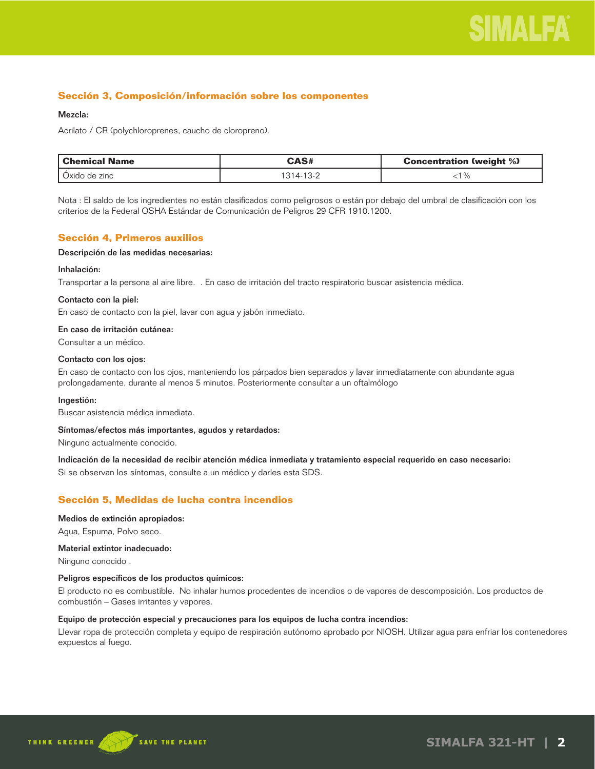## Sección 3, Composición/información sobre los componentes

**Mezcla:**

Acrilato / CR (polychloroprenes, caucho de cloropreno).

| Chemical Name | CAS# | Concentration (weight %) |
|---|---|---|
| Óxido de zinc | 1314-13-2 | <1% |

Nota : El saldo de los ingredientes no están clasificados como peligrosos o están por debajo del umbral de clasificación con los criterios de la Federal OSHA Estándar de Comunicación de Peligros 29 CFR 1910.1200.

## Sección 4, Primeros auxilios

**Descripción de las medidas necesarias:**

**Inhalación:**

Transportar a la persona al aire libre. . En caso de irritación del tracto respiratorio buscar asistencia médica.

**Contacto con la piel:**

En caso de contacto con la piel, lavar con agua y jabón inmediato.

**En caso de irritación cutánea:**

Consultar a un médico.

**Contacto con los ojos:**

En caso de contacto con los ojos, manteniendo los párpados bien separados y lavar inmediatamente con abundante agua prolongadamente, durante al menos 5 minutos. Posteriormente consultar a un oftalmólogo

**Ingestión:**

Buscar asistencia médica inmediata.

**Síntomas/efectos más importantes, agudos y retardados:**

Ninguno actualmente conocido.

**Indicación de la necesidad de recibir atención médica inmediata y tratamiento especial requerido en caso necesario:**

Si se observan los síntomas, consulte a un médico y darles esta SDS.

## Sección 5, Medidas de lucha contra incendios

**Medios de extinción apropiados:**

Agua, Espuma, Polvo seco.

**Material extintor inadecuado:**

Ninguno conocido .

**Peligros específicos de los productos químicos:**

El producto no es combustible. No inhalar humos procedentes de incendios o de vapores de descomposición. Los productos de combustión – Gases irritantes y vapores.

**Equipo de protección especial y precauciones para los equipos de lucha contra incendios:**

Llevar ropa de protección completa y equipo de respiración autónomo aprobado por NIOSH. Utilizar agua para enfriar los contenedores expuestos al fuego.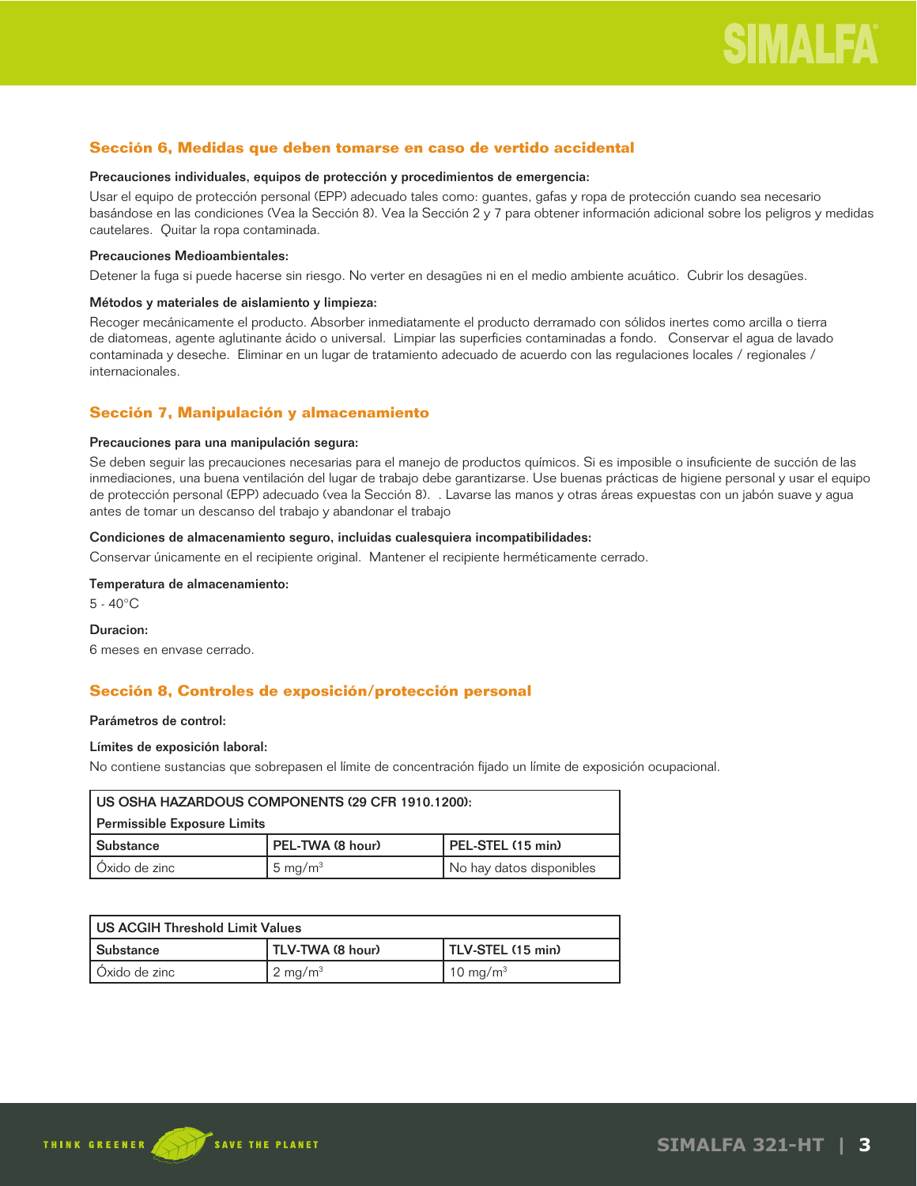## Sección 6, Medidas que deben tomarse en caso de vertido accidental

**Precauciones individuales, equipos de protección y procedimientos de emergencia:**

Usar el equipo de protección personal (EPP) adecuado tales como: guantes, gafas y ropa de protección cuando sea necesario basándose en las condiciones (Vea la Sección 8). Vea la Sección 2 y 7 para obtener información adicional sobre los peligros y medidas cautelares. Quitar la ropa contaminada.

**Precauciones Medioambientales:**

Detener la fuga si puede hacerse sin riesgo. No verter en desagües ni en el medio ambiente acuático. Cubrir los desagües.

**Métodos y materiales de aislamiento y limpieza:**

Recoger mecánicamente el producto. Absorber inmediatamente el producto derramado con sólidos inertes como arcilla o tierra de diatomeas, agente aglutinante ácido o universal. Limpiar las superficies contaminadas a fondo. Conservar el agua de lavado contaminada y deseche. Eliminar en un lugar de tratamiento adecuado de acuerdo con las regulaciones locales / regionales / internacionales.

## Sección 7, Manipulación y almacenamiento

**Precauciones para una manipulación segura:**

Se deben seguir las precauciones necesarias para el manejo de productos químicos. Si es imposible o insuficiente de succión de las inmediaciones, una buena ventilación del lugar de trabajo debe garantizarse. Use buenas prácticas de higiene personal y usar el equipo de protección personal (EPP) adecuado (vea la Sección 8). . Lavarse las manos y otras áreas expuestas con un jabón suave y agua antes de tomar un descanso del trabajo y abandonar el trabajo

**Condiciones de almacenamiento seguro, incluidas cualesquiera incompatibilidades:**

Conservar únicamente en el recipiente original. Mantener el recipiente herméticamente cerrado.

**Temperatura de almacenamiento:**

5 - 40°C

**Duracion:**

6 meses en envase cerrado.

## Sección 8, Controles de exposición/protección personal

**Parámetros de control:**

**Límites de exposición laboral:**

No contiene sustancias que sobrepasen el límite de concentración fijado un límite de exposición ocupacional.

| US OSHA HAZARDOUS COMPONENTS (29 CFR 1910.1200): Permissible Exposure Limits | | |
|---|---|---|
| Substance | PEL-TWA (8 hour) | PEL-STEL (15 min) |
| Óxido de zinc | 5 mg/m³ | No hay datos disponibles |

| US ACGIH Threshold Limit Values | | |
|---|---|---|
| Substance | TLV-TWA (8 hour) | TLV-STEL (15 min) |
| Óxido de zinc | 2 mg/m³ | 10 mg/m³ |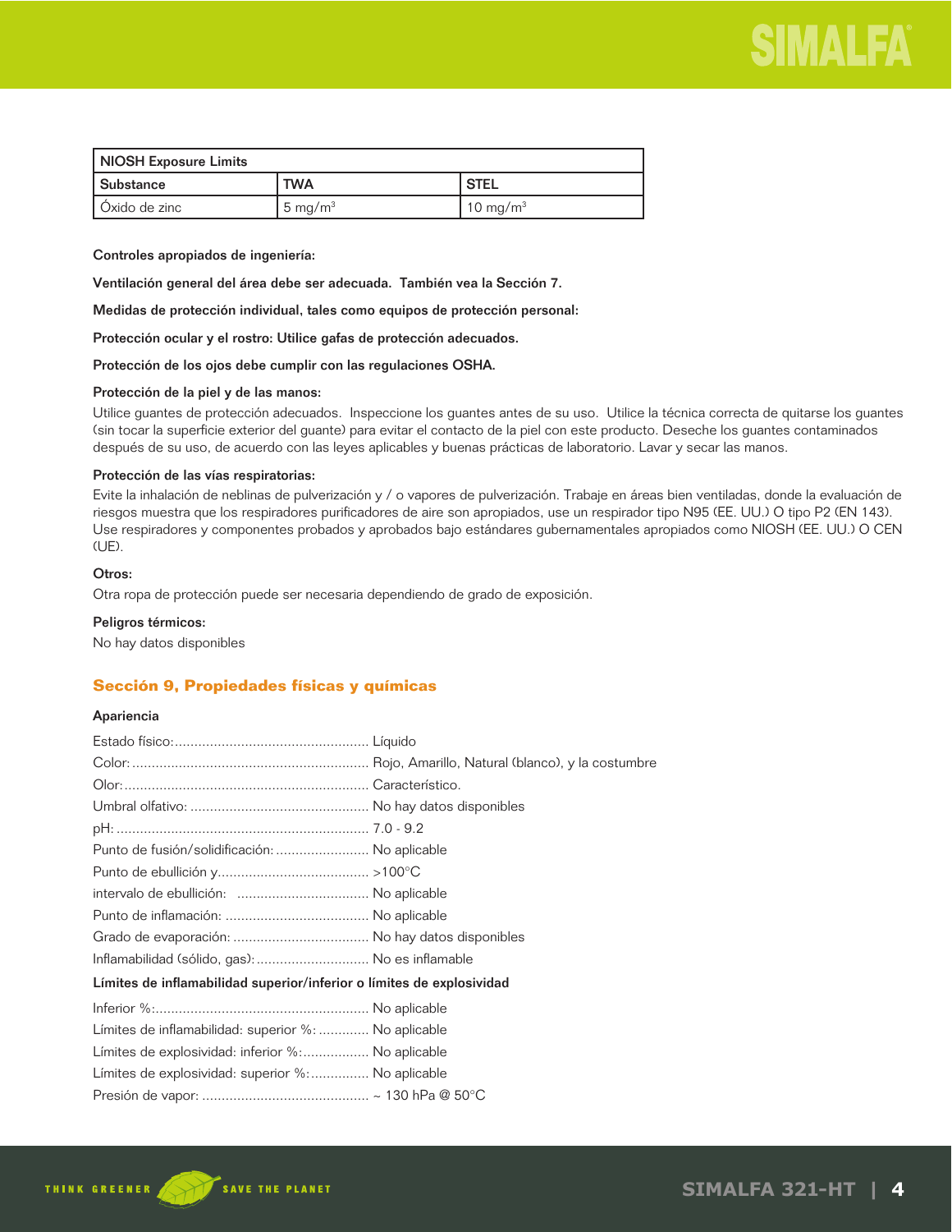| NIOSH Exposure Limits | | |
|---|---|---|
| Substance | TWA | STEL |
| Óxido de zinc | 5 mg/m³ | 10 mg/m³ |

**Controles apropiados de ingeniería:**

**Ventilación general del área debe ser adecuada. También vea la Sección 7.**

**Medidas de protección individual, tales como equipos de protección personal:**

**Protección ocular y el rostro: Utilice gafas de protección adecuados.**

**Protección de los ojos debe cumplir con las regulaciones OSHA.**

**Protección de la piel y de las manos:**

Utilice guantes de protección adecuados. Inspeccione los guantes antes de su uso. Utilice la técnica correcta de quitarse los guantes (sin tocar la superficie exterior del guante) para evitar el contacto de la piel con este producto. Deseche los guantes contaminados después de su uso, de acuerdo con las leyes aplicables y buenas prácticas de laboratorio. Lavar y secar las manos.

**Protección de las vías respiratorias:**

Evite la inhalación de neblinas de pulverización y / o vapores de pulverización. Trabaje en áreas bien ventiladas, donde la evaluación de riesgos muestra que los respiradores purificadores de aire son apropiados, use un respirador tipo N95 (EE. UU.) O tipo P2 (EN 143). Use respiradores y componentes probados y aprobados bajo estándares gubernamentales apropiados como NIOSH (EE. UU.) O CEN (UE).

**Otros:**

Otra ropa de protección puede ser necesaria dependiendo de grado de exposición.

**Peligros térmicos:**

No hay datos disponibles

## Sección 9, Propiedades físicas y químicas

**Apariencia**

Estado físico:.................................................. Líquido

Color:............................................................ Rojo, Amarillo, Natural (blanco), y la costumbre

Olor:.............................................................. Característico.

Umbral olfativo: .............................................. No hay datos disponibles

pH: ................................................................ 7.0 - 9.2

Punto de fusión/solidificación: ........................ No aplicable

Punto de ebullición y....................................... >100°C

intervalo de ebullición: ................................. No aplicable

Punto de inflamación: ..................................... No aplicable

Grado de evaporación: ................................... No hay datos disponibles

Inflamabilidad (sólido, gas):............................. No es inflamable

**Límites de inflamabilidad superior/inferior o límites de explosividad**

Inferior %:...................................................... No aplicable

Límites de inflamabilidad: superior %: ............ No aplicable

Límites de explosividad: inferior %:................. No aplicable

Límites de explosividad: superior %:............... No aplicable

Presión de vapor: ........................................... ~ 130 hPa @ 50°C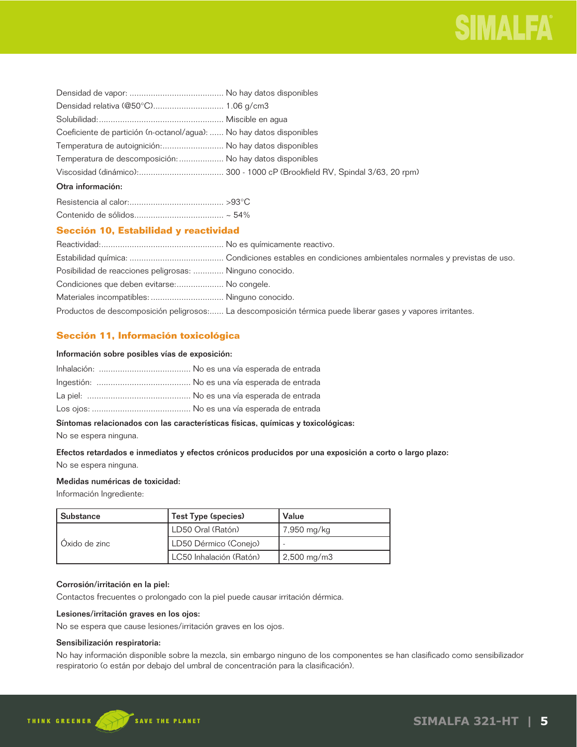Densidad de vapor: ........................................ No hay datos disponibles
Densidad relativa (@50°C).............................. 1.06 g/cm3
Solubilidad:.................................................... Miscible en agua
Coeficiente de partición (n-octanol/agua): ...... No hay datos disponibles
Temperatura de autoignición:.......................... No hay datos disponibles
Temperatura de descomposición:................... No hay datos disponibles
Viscosidad (dinámico):.................................... 300 - 1000 cP (Brookfield RV, Spindal 3/63, 20 rpm)

**Otra información:**

Resistencia al calor:........................................ >93°C
Contenido de sólidos...................................... ~ 54%

## Sección 10, Estabilidad y reactividad

Reactividad:.................................................... No es químicamente reactivo.
Estabilidad química: ........................................ Condiciones estables en condiciones ambientales normales y previstas de uso.
Posibilidad de reacciones peligrosas: ............. Ninguno conocido.
Condiciones que deben evitarse:.................... No congele.
Materiales incompatibles: ............................... Ninguno conocido.
Productos de descomposición peligrosos:...... La descomposición térmica puede liberar gases y vapores irritantes.

## Sección 11, Información toxicológica

**Información sobre posibles vías de exposición:**

Inhalación: ....................................... No es una vía esperada de entrada
Ingestión: ........................................ No es una vía esperada de entrada
La piel: ............................................ No es una vía esperada de entrada
Los ojos: .......................................... No es una vía esperada de entrada

**Síntomas relacionados con las características físicas, químicas y toxicológicas:**

No se espera ninguna.

**Efectos retardados e inmediatos y efectos crónicos producidos por una exposición a corto o largo plazo:**

No se espera ninguna.

**Medidas numéricas de toxicidad:**

Información Ingrediente:

| Substance | Test Type (species) | Value |
|---|---|---|
| Óxido de zinc | LD50 Oral (Ratón) | 7,950 mg/kg |
| | LD50 Dérmico (Conejo) | - |
| | LC50 Inhalación (Ratón) | 2,500 mg/m3 |

**Corrosión/irritación en la piel:**

Contactos frecuentes o prolongado con la piel puede causar irritación dérmica.

**Lesiones/irritación graves en los ojos:**

No se espera que cause lesiones/irritación graves en los ojos.

**Sensibilización respiratoria:**

No hay información disponible sobre la mezcla, sin embargo ninguno de los componentes se han clasificado como sensibilizador respiratorio (o están por debajo del umbral de concentración para la clasificación).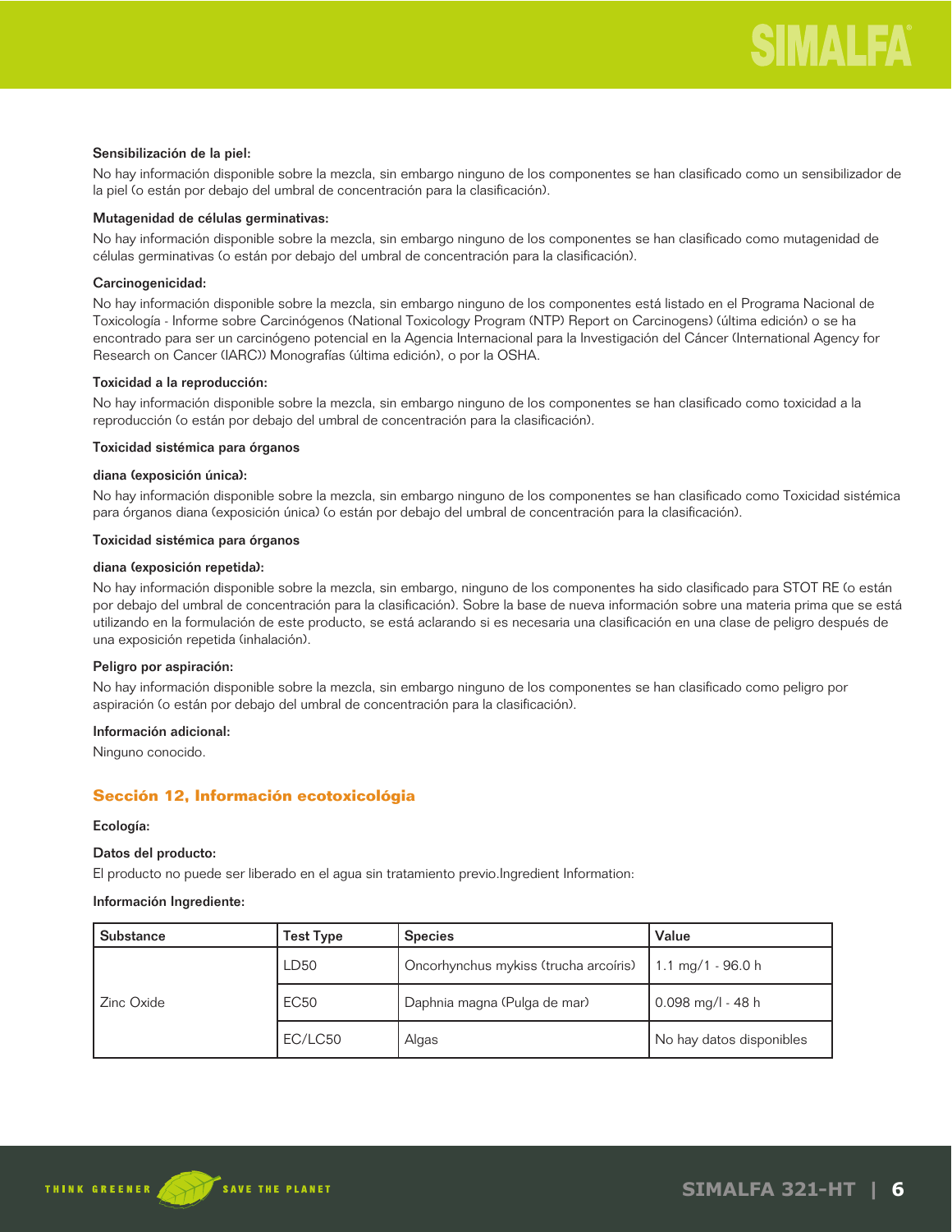**Sensibilización de la piel:**

No hay información disponible sobre la mezcla, sin embargo ninguno de los componentes se han clasificado como un sensibilizador de la piel (o están por debajo del umbral de concentración para la clasificación).

**Mutagenidad de células germinativas:**

No hay información disponible sobre la mezcla, sin embargo ninguno de los componentes se han clasificado como mutagenidad de células germinativas (o están por debajo del umbral de concentración para la clasificación).

**Carcinogenicidad:**

No hay información disponible sobre la mezcla, sin embargo ninguno de los componentes está listado en el Programa Nacional de Toxicología - Informe sobre Carcinógenos (National Toxicology Program (NTP) Report on Carcinogens) (última edición) o se ha encontrado para ser un carcinógeno potencial en la Agencia Internacional para la Investigación del Cáncer (International Agency for Research on Cancer (IARC)) Monografías (última edición), o por la OSHA.

**Toxicidad a la reproducción:**

No hay información disponible sobre la mezcla, sin embargo ninguno de los componentes se han clasificado como toxicidad a la reproducción (o están por debajo del umbral de concentración para la clasificación).

**Toxicidad sistémica para órganos diana (exposición única):**

No hay información disponible sobre la mezcla, sin embargo ninguno de los componentes se han clasificado como Toxicidad sistémica para órganos diana (exposición única) (o están por debajo del umbral de concentración para la clasificación).

**Toxicidad sistémica para órganos diana (exposición repetida):**

No hay información disponible sobre la mezcla, sin embargo, ninguno de los componentes ha sido clasificado para STOT RE (o están por debajo del umbral de concentración para la clasificación). Sobre la base de nueva información sobre una materia prima que se está utilizando en la formulación de este producto, se está aclarando si es necesaria una clasificación en una clase de peligro después de una exposición repetida (inhalación).

**Peligro por aspiración:**

No hay información disponible sobre la mezcla, sin embargo ninguno de los componentes se han clasificado como peligro por aspiración (o están por debajo del umbral de concentración para la clasificación).

**Información adicional:**

Ninguno conocido.

## Sección 12, Información ecotoxicológia

**Ecología:**

**Datos del producto:**

El producto no puede ser liberado en el agua sin tratamiento previo.Ingredient Information:

**Información Ingrediente:**

| Substance | Test Type | Species | Value |
|---|---|---|---|
| Zinc Oxide | LD50 | Oncorhynchus mykiss (trucha arcoíris) | 1.1 mg/1 - 96.0 h |
| | EC50 | Daphnia magna (Pulga de mar) | 0.098 mg/l - 48 h |
| | EC/LC50 | Algas | No hay datos disponibles |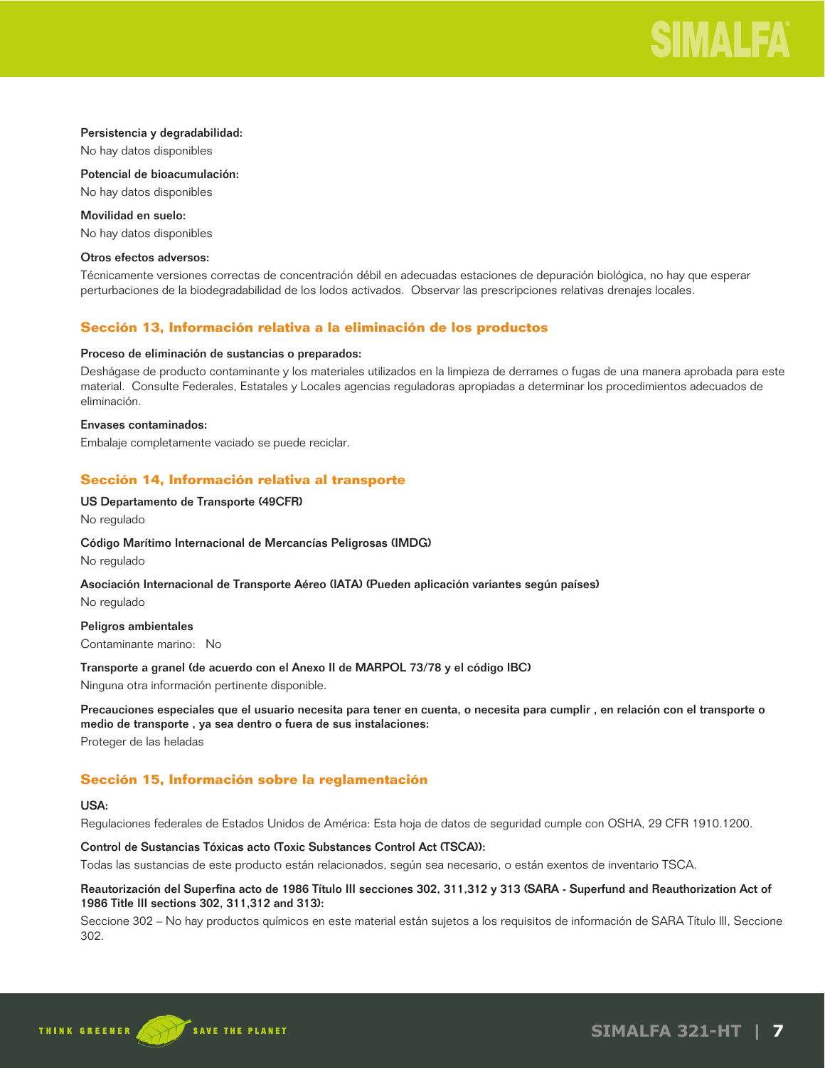**Persistencia y degradabilidad:**

No hay datos disponibles

**Potencial de bioacumulación:**

No hay datos disponibles

**Movilidad en suelo:**

No hay datos disponibles

**Otros efectos adversos:**

Técnicamente versiones correctas de concentración débil en adecuadas estaciones de depuración biológica, no hay que esperar perturbaciones de la biodegradabilidad de los lodos activados. Observar las prescripciones relativas drenajes locales.

## Sección 13, Información relativa a la eliminación de los productos

**Proceso de eliminación de sustancias o preparados:**

Deshágase de producto contaminante y los materiales utilizados en la limpieza de derrames o fugas de una manera aprobada para este material. Consulte Federales, Estatales y Locales agencias reguladoras apropiadas a determinar los procedimientos adecuados de eliminación.

**Envases contaminados:**

Embalaje completamente vaciado se puede reciclar.

## Sección 14, Información relativa al transporte

**US Departamento de Transporte (49CFR)**

No regulado

**Código Marítimo Internacional de Mercancías Peligrosas (IMDG)**

No regulado

**Asociación Internacional de Transporte Aéreo (IATA) (Pueden aplicación variantes según países)**

No regulado

**Peligros ambientales**

Contaminante marino: No

**Transporte a granel (de acuerdo con el Anexo II de MARPOL 73/78 y el código IBC)**

Ninguna otra información pertinente disponible.

**Precauciones especiales que el usuario necesita para tener en cuenta, o necesita para cumplir , en relación con el transporte o medio de transporte , ya sea dentro o fuera de sus instalaciones:**

Proteger de las heladas

## Sección 15, Información sobre la reglamentación

**USA:**

Regulaciones federales de Estados Unidos de América: Esta hoja de datos de seguridad cumple con OSHA, 29 CFR 1910.1200.

**Control de Sustancias Tóxicas acto (Toxic Substances Control Act (TSCA)):**

Todas las sustancias de este producto están relacionados, según sea necesario, o están exentos de inventario TSCA.

**Reautorización del Superfina acto de 1986 Título III secciones 302, 311,312 y 313 (SARA - Superfund and Reauthorization Act of 1986 Title III sections 302, 311,312 and 313):**

Seccione 302 – No hay productos químicos en este material están sujetos a los requisitos de información de SARA Título III, Seccione 302.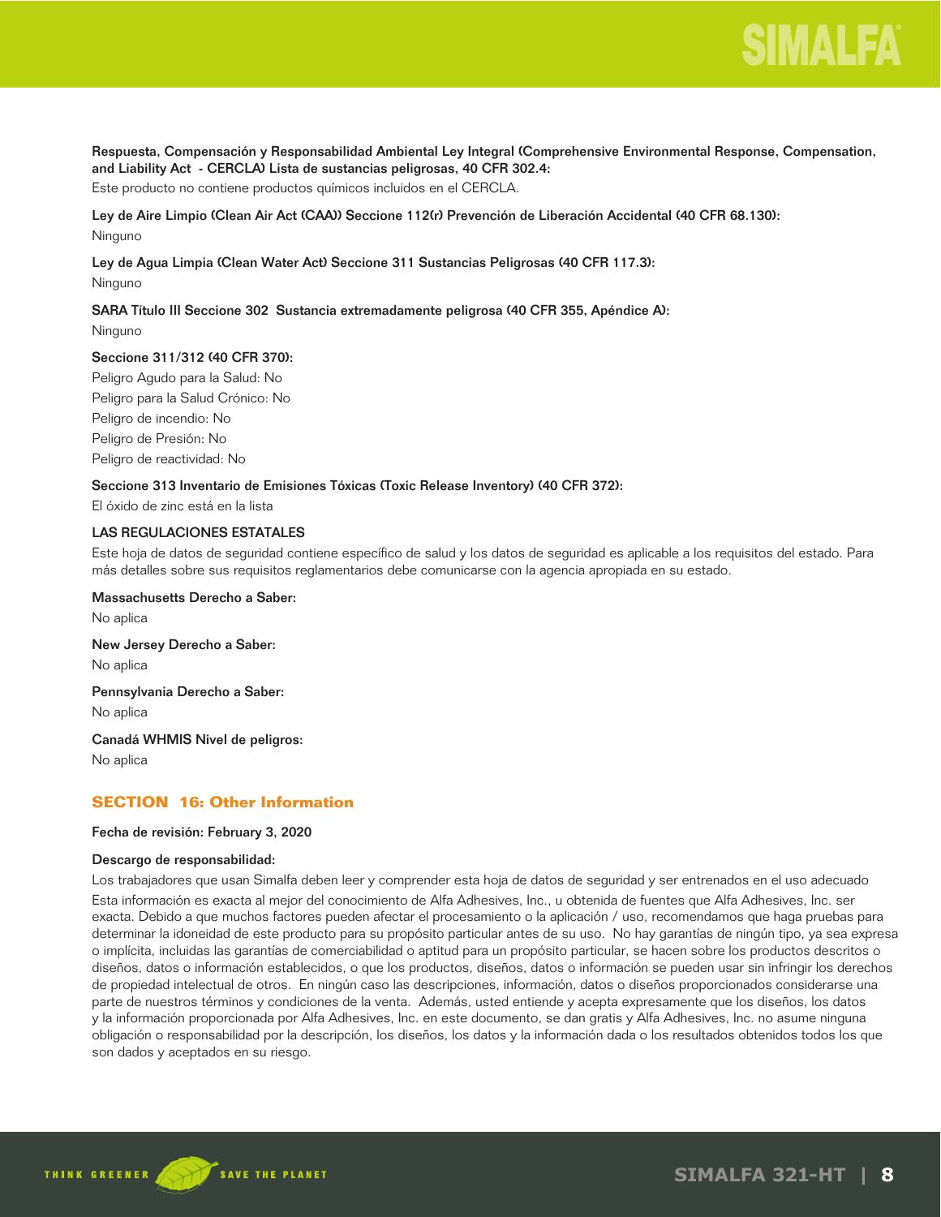**Respuesta, Compensación y Responsabilidad Ambiental Ley Integral (Comprehensive Environmental Response, Compensation, and Liability Act - CERCLA) Lista de sustancias peligrosas, 40 CFR 302.4:**

Este producto no contiene productos químicos incluidos en el CERCLA.

**Ley de Aire Limpio (Clean Air Act (CAA)) Seccione 112(r) Prevención de Liberación Accidental (40 CFR 68.130):**

Ninguno

**Ley de Agua Limpia (Clean Water Act) Seccione 311 Sustancias Peligrosas (40 CFR 117.3):**

Ninguno

**SARA Título III Seccione 302 Sustancia extremadamente peligrosa (40 CFR 355, Apéndice A):**

Ninguno

**Seccione 311/312 (40 CFR 370):**

Peligro Agudo para la Salud: No
Peligro para la Salud Crónico: No
Peligro de incendio: No
Peligro de Presión: No
Peligro de reactividad: No

**Seccione 313 Inventario de Emisiones Tóxicas (Toxic Release Inventory) (40 CFR 372):**

El óxido de zinc está en la lista

**LAS REGULACIONES ESTATALES**

Este hoja de datos de seguridad contiene específico de salud y los datos de seguridad es aplicable a los requisitos del estado. Para más detalles sobre sus requisitos reglamentarios debe comunicarse con la agencia apropiada en su estado.

**Massachusetts Derecho a Saber:**

No aplica

**New Jersey Derecho a Saber:**

No aplica

**Pennsylvania Derecho a Saber:**

No aplica

**Canadá WHMIS Nivel de peligros:**

No aplica

## SECTION 16: Other Information

**Fecha de revisión: February 3, 2020**

**Descargo de responsabilidad:**

Los trabajadores que usan Simalfa deben leer y comprender esta hoja de datos de seguridad y ser entrenados en el uso adecuado
Esta información es exacta al mejor del conocimiento de Alfa Adhesives, Inc., u obtenida de fuentes que Alfa Adhesives, Inc. ser exacta. Debido a que muchos factores pueden afectar el procesamiento o la aplicación / uso, recomendamos que haga pruebas para determinar la idoneidad de este producto para su propósito particular antes de su uso. No hay garantías de ningún tipo, ya sea expresa o implícita, incluidas las garantías de comerciabilidad o aptitud para un propósito particular, se hacen sobre los productos descritos o diseños, datos o información establecidos, o que los productos, diseños, datos o información se pueden usar sin infringir los derechos de propiedad intelectual de otros. En ningún caso las descripciones, información, datos o diseños proporcionados considerarse una parte de nuestros términos y condiciones de la venta. Además, usted entiende y acepta expresamente que los diseños, los datos y la información proporcionada por Alfa Adhesives, Inc. en este documento, se dan gratis y Alfa Adhesives, Inc. no asume ninguna obligación o responsabilidad por la descripción, los diseños, los datos y la información dada o los resultados obtenidos todos los que son dados y aceptados en su riesgo.